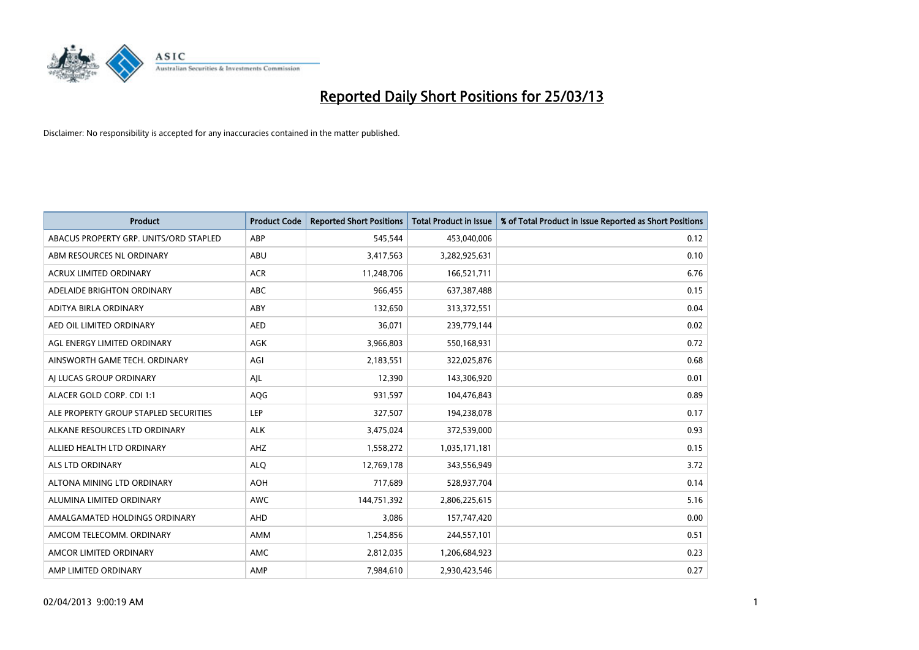# Reported Daily Short Positions for 25/03/13

Disclaimer: No responsibility is accepted for any inaccuracies contained in the matter published.

| Product | Product Code | Reported Short Positions | Total Product in Issue | % of Total Product in Issue Reported as Short Positions |
|---|---|---|---|---|
| ABACUS PROPERTY GRP. UNITS/ORD STAPLED | ABP | 545,544 | 453,040,006 | 0.12 |
| ABM RESOURCES NL ORDINARY | ABU | 3,417,563 | 3,282,925,631 | 0.10 |
| ACRUX LIMITED ORDINARY | ACR | 11,248,706 | 166,521,711 | 6.76 |
| ADELAIDE BRIGHTON ORDINARY | ABC | 966,455 | 637,387,488 | 0.15 |
| ADITYA BIRLA ORDINARY | ABY | 132,650 | 313,372,551 | 0.04 |
| AED OIL LIMITED ORDINARY | AED | 36,071 | 239,779,144 | 0.02 |
| AGL ENERGY LIMITED ORDINARY | AGK | 3,966,803 | 550,168,931 | 0.72 |
| AINSWORTH GAME TECH. ORDINARY | AGI | 2,183,551 | 322,025,876 | 0.68 |
| AJ LUCAS GROUP ORDINARY | AJL | 12,390 | 143,306,920 | 0.01 |
| ALACER GOLD CORP. CDI 1:1 | AQG | 931,597 | 104,476,843 | 0.89 |
| ALE PROPERTY GROUP STAPLED SECURITIES | LEP | 327,507 | 194,238,078 | 0.17 |
| ALKANE RESOURCES LTD ORDINARY | ALK | 3,475,024 | 372,539,000 | 0.93 |
| ALLIED HEALTH LTD ORDINARY | AHZ | 1,558,272 | 1,035,171,181 | 0.15 |
| ALS LTD ORDINARY | ALQ | 12,769,178 | 343,556,949 | 3.72 |
| ALTONA MINING LTD ORDINARY | AOH | 717,689 | 528,937,704 | 0.14 |
| ALUMINA LIMITED ORDINARY | AWC | 144,751,392 | 2,806,225,615 | 5.16 |
| AMALGAMATED HOLDINGS ORDINARY | AHD | 3,086 | 157,747,420 | 0.00 |
| AMCOM TELECOMM. ORDINARY | AMM | 1,254,856 | 244,557,101 | 0.51 |
| AMCOR LIMITED ORDINARY | AMC | 2,812,035 | 1,206,684,923 | 0.23 |
| AMP LIMITED ORDINARY | AMP | 7,984,610 | 2,930,423,546 | 0.27 |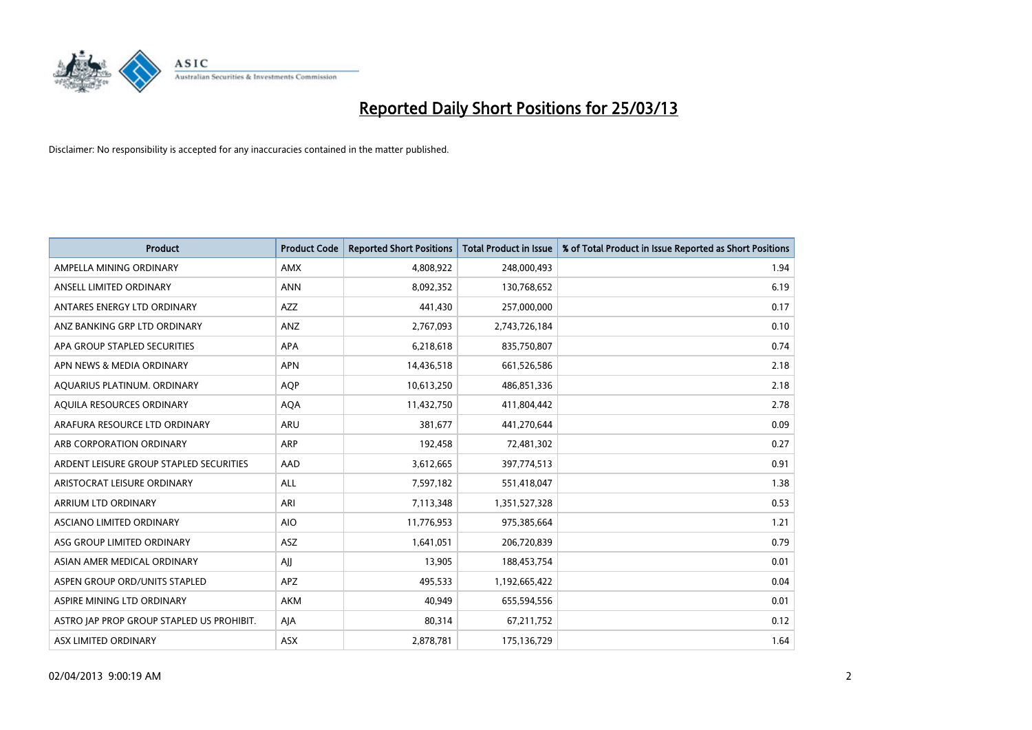# Reported Daily Short Positions for 25/03/13

Disclaimer: No responsibility is accepted for any inaccuracies contained in the matter published.

| Product | Product Code | Reported Short Positions | Total Product in Issue | % of Total Product in Issue Reported as Short Positions |
|---|---|---|---|---|
| AMPELLA MINING ORDINARY | AMX | 4,808,922 | 248,000,493 | 1.94 |
| ANSELL LIMITED ORDINARY | ANN | 8,092,352 | 130,768,652 | 6.19 |
| ANTARES ENERGY LTD ORDINARY | AZZ | 441,430 | 257,000,000 | 0.17 |
| ANZ BANKING GRP LTD ORDINARY | ANZ | 2,767,093 | 2,743,726,184 | 0.10 |
| APA GROUP STAPLED SECURITIES | APA | 6,218,618 | 835,750,807 | 0.74 |
| APN NEWS & MEDIA ORDINARY | APN | 14,436,518 | 661,526,586 | 2.18 |
| AQUARIUS PLATINUM. ORDINARY | AQP | 10,613,250 | 486,851,336 | 2.18 |
| AQUILA RESOURCES ORDINARY | AQA | 11,432,750 | 411,804,442 | 2.78 |
| ARAFURA RESOURCE LTD ORDINARY | ARU | 381,677 | 441,270,644 | 0.09 |
| ARB CORPORATION ORDINARY | ARP | 192,458 | 72,481,302 | 0.27 |
| ARDENT LEISURE GROUP STAPLED SECURITIES | AAD | 3,612,665 | 397,774,513 | 0.91 |
| ARISTOCRAT LEISURE ORDINARY | ALL | 7,597,182 | 551,418,047 | 1.38 |
| ARRIUM LTD ORDINARY | ARI | 7,113,348 | 1,351,527,328 | 0.53 |
| ASCIANO LIMITED ORDINARY | AIO | 11,776,953 | 975,385,664 | 1.21 |
| ASG GROUP LIMITED ORDINARY | ASZ | 1,641,051 | 206,720,839 | 0.79 |
| ASIAN AMER MEDICAL ORDINARY | AJJ | 13,905 | 188,453,754 | 0.01 |
| ASPEN GROUP ORD/UNITS STAPLED | APZ | 495,533 | 1,192,665,422 | 0.04 |
| ASPIRE MINING LTD ORDINARY | AKM | 40,949 | 655,594,556 | 0.01 |
| ASTRO JAP PROP GROUP STAPLED US PROHIBIT. | AJA | 80,314 | 67,211,752 | 0.12 |
| ASX LIMITED ORDINARY | ASX | 2,878,781 | 175,136,729 | 1.64 |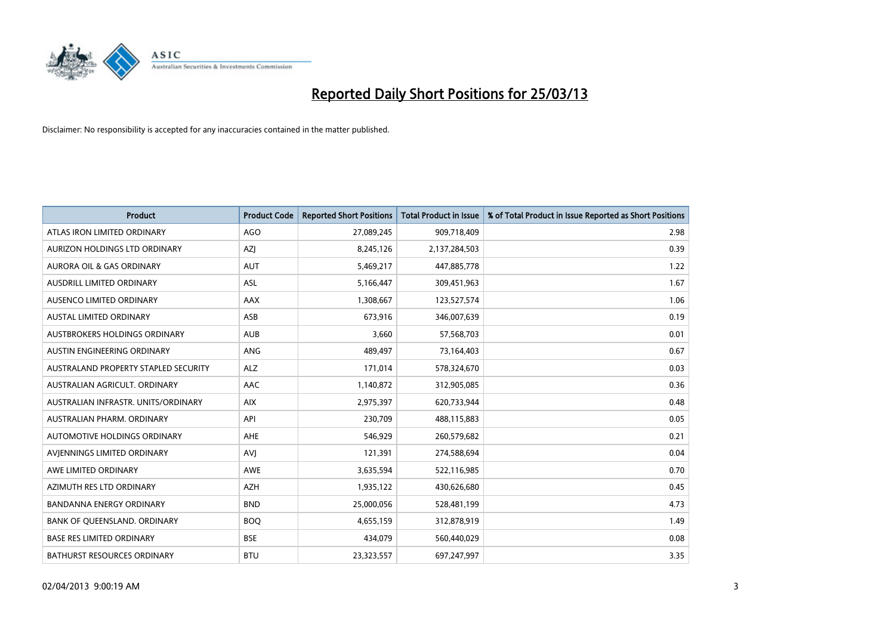# Reported Daily Short Positions for 25/03/13

Disclaimer: No responsibility is accepted for any inaccuracies contained in the matter published.

| Product | Product Code | Reported Short Positions | Total Product in Issue | % of Total Product in Issue Reported as Short Positions |
|---|---|---|---|---|
| ATLAS IRON LIMITED ORDINARY | AGO | 27,089,245 | 909,718,409 | 2.98 |
| AURIZON HOLDINGS LTD ORDINARY | AZJ | 8,245,126 | 2,137,284,503 | 0.39 |
| AURORA OIL & GAS ORDINARY | AUT | 5,469,217 | 447,885,778 | 1.22 |
| AUSDRILL LIMITED ORDINARY | ASL | 5,166,447 | 309,451,963 | 1.67 |
| AUSENCO LIMITED ORDINARY | AAX | 1,308,667 | 123,527,574 | 1.06 |
| AUSTAL LIMITED ORDINARY | ASB | 673,916 | 346,007,639 | 0.19 |
| AUSTBROKERS HOLDINGS ORDINARY | AUB | 3,660 | 57,568,703 | 0.01 |
| AUSTIN ENGINEERING ORDINARY | ANG | 489,497 | 73,164,403 | 0.67 |
| AUSTRALAND PROPERTY STAPLED SECURITY | ALZ | 171,014 | 578,324,670 | 0.03 |
| AUSTRALIAN AGRICULT. ORDINARY | AAC | 1,140,872 | 312,905,085 | 0.36 |
| AUSTRALIAN INFRASTR. UNITS/ORDINARY | AIX | 2,975,397 | 620,733,944 | 0.48 |
| AUSTRALIAN PHARM. ORDINARY | API | 230,709 | 488,115,883 | 0.05 |
| AUTOMOTIVE HOLDINGS ORDINARY | AHE | 546,929 | 260,579,682 | 0.21 |
| AVJENNINGS LIMITED ORDINARY | AVJ | 121,391 | 274,588,694 | 0.04 |
| AWE LIMITED ORDINARY | AWE | 3,635,594 | 522,116,985 | 0.70 |
| AZIMUTH RES LTD ORDINARY | AZH | 1,935,122 | 430,626,680 | 0.45 |
| BANDANNA ENERGY ORDINARY | BND | 25,000,056 | 528,481,199 | 4.73 |
| BANK OF QUEENSLAND. ORDINARY | BOQ | 4,655,159 | 312,878,919 | 1.49 |
| BASE RES LIMITED ORDINARY | BSE | 434,079 | 560,440,029 | 0.08 |
| BATHURST RESOURCES ORDINARY | BTU | 23,323,557 | 697,247,997 | 3.35 |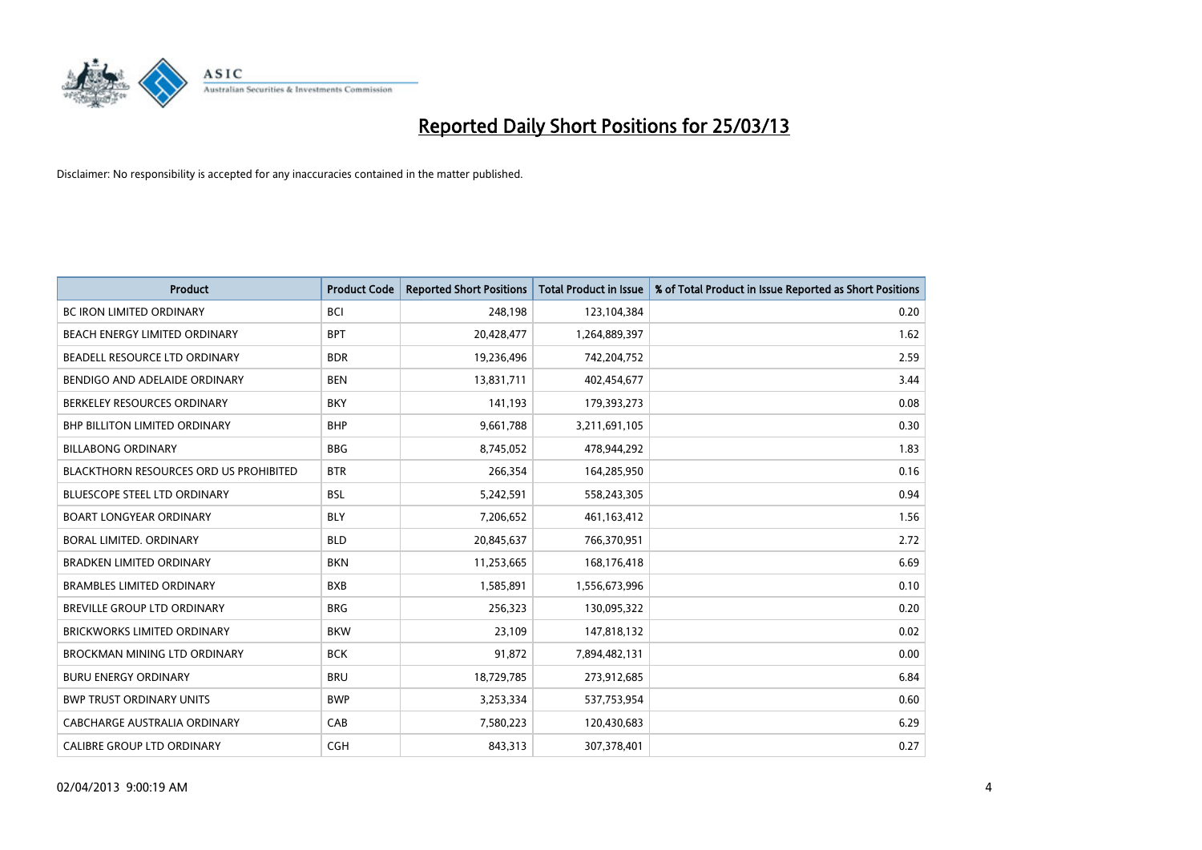# Reported Daily Short Positions for 25/03/13

Disclaimer: No responsibility is accepted for any inaccuracies contained in the matter published.

| Product | Product Code | Reported Short Positions | Total Product in Issue | % of Total Product in Issue Reported as Short Positions |
|---|---|---|---|---|
| BC IRON LIMITED ORDINARY | BCI | 248,198 | 123,104,384 | 0.20 |
| BEACH ENERGY LIMITED ORDINARY | BPT | 20,428,477 | 1,264,889,397 | 1.62 |
| BEADELL RESOURCE LTD ORDINARY | BDR | 19,236,496 | 742,204,752 | 2.59 |
| BENDIGO AND ADELAIDE ORDINARY | BEN | 13,831,711 | 402,454,677 | 3.44 |
| BERKELEY RESOURCES ORDINARY | BKY | 141,193 | 179,393,273 | 0.08 |
| BHP BILLITON LIMITED ORDINARY | BHP | 9,661,788 | 3,211,691,105 | 0.30 |
| BILLABONG ORDINARY | BBG | 8,745,052 | 478,944,292 | 1.83 |
| BLACKTHORN RESOURCES ORD US PROHIBITED | BTR | 266,354 | 164,285,950 | 0.16 |
| BLUESCOPE STEEL LTD ORDINARY | BSL | 5,242,591 | 558,243,305 | 0.94 |
| BOART LONGYEAR ORDINARY | BLY | 7,206,652 | 461,163,412 | 1.56 |
| BORAL LIMITED. ORDINARY | BLD | 20,845,637 | 766,370,951 | 2.72 |
| BRADKEN LIMITED ORDINARY | BKN | 11,253,665 | 168,176,418 | 6.69 |
| BRAMBLES LIMITED ORDINARY | BXB | 1,585,891 | 1,556,673,996 | 0.10 |
| BREVILLE GROUP LTD ORDINARY | BRG | 256,323 | 130,095,322 | 0.20 |
| BRICKWORKS LIMITED ORDINARY | BKW | 23,109 | 147,818,132 | 0.02 |
| BROCKMAN MINING LTD ORDINARY | BCK | 91,872 | 7,894,482,131 | 0.00 |
| BURU ENERGY ORDINARY | BRU | 18,729,785 | 273,912,685 | 6.84 |
| BWP TRUST ORDINARY UNITS | BWP | 3,253,334 | 537,753,954 | 0.60 |
| CABCHARGE AUSTRALIA ORDINARY | CAB | 7,580,223 | 120,430,683 | 6.29 |
| CALIBRE GROUP LTD ORDINARY | CGH | 843,313 | 307,378,401 | 0.27 |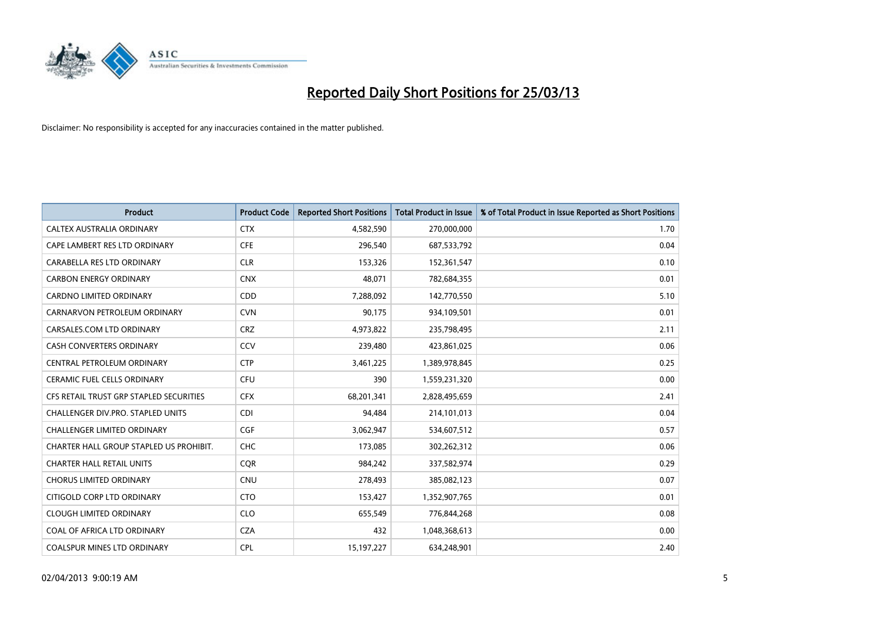# Reported Daily Short Positions for 25/03/13

Disclaimer: No responsibility is accepted for any inaccuracies contained in the matter published.

| Product | Product Code | Reported Short Positions | Total Product in Issue | % of Total Product in Issue Reported as Short Positions |
|---|---|---|---|---|
| CALTEX AUSTRALIA ORDINARY | CTX | 4,582,590 | 270,000,000 | 1.70 |
| CAPE LAMBERT RES LTD ORDINARY | CFE | 296,540 | 687,533,792 | 0.04 |
| CARABELLA RES LTD ORDINARY | CLR | 153,326 | 152,361,547 | 0.10 |
| CARBON ENERGY ORDINARY | CNX | 48,071 | 782,684,355 | 0.01 |
| CARDNO LIMITED ORDINARY | CDD | 7,288,092 | 142,770,550 | 5.10 |
| CARNARVON PETROLEUM ORDINARY | CVN | 90,175 | 934,109,501 | 0.01 |
| CARSALES.COM LTD ORDINARY | CRZ | 4,973,822 | 235,798,495 | 2.11 |
| CASH CONVERTERS ORDINARY | CCV | 239,480 | 423,861,025 | 0.06 |
| CENTRAL PETROLEUM ORDINARY | CTP | 3,461,225 | 1,389,978,845 | 0.25 |
| CERAMIC FUEL CELLS ORDINARY | CFU | 390 | 1,559,231,320 | 0.00 |
| CFS RETAIL TRUST GRP STAPLED SECURITIES | CFX | 68,201,341 | 2,828,495,659 | 2.41 |
| CHALLENGER DIV.PRO. STAPLED UNITS | CDI | 94,484 | 214,101,013 | 0.04 |
| CHALLENGER LIMITED ORDINARY | CGF | 3,062,947 | 534,607,512 | 0.57 |
| CHARTER HALL GROUP STAPLED US PROHIBIT. | CHC | 173,085 | 302,262,312 | 0.06 |
| CHARTER HALL RETAIL UNITS | CQR | 984,242 | 337,582,974 | 0.29 |
| CHORUS LIMITED ORDINARY | CNU | 278,493 | 385,082,123 | 0.07 |
| CITIGOLD CORP LTD ORDINARY | CTO | 153,427 | 1,352,907,765 | 0.01 |
| CLOUGH LIMITED ORDINARY | CLO | 655,549 | 776,844,268 | 0.08 |
| COAL OF AFRICA LTD ORDINARY | CZA | 432 | 1,048,368,613 | 0.00 |
| COALSPUR MINES LTD ORDINARY | CPL | 15,197,227 | 634,248,901 | 2.40 |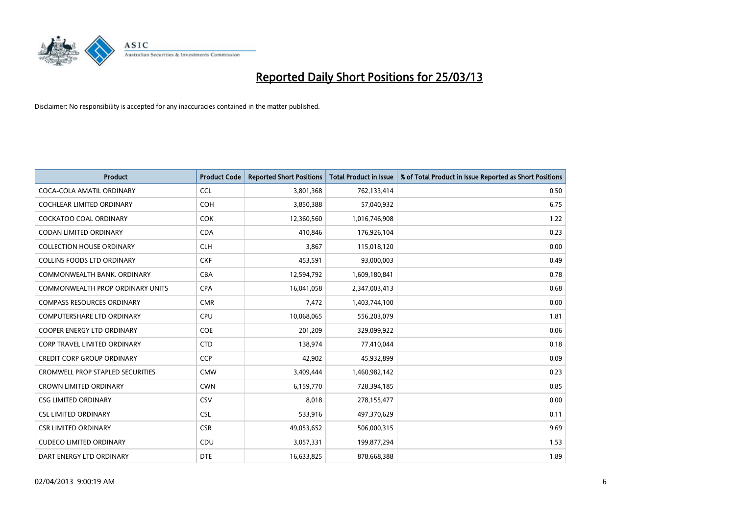# Reported Daily Short Positions for 25/03/13

Disclaimer: No responsibility is accepted for any inaccuracies contained in the matter published.

| Product | Product Code | Reported Short Positions | Total Product in Issue | % of Total Product in Issue Reported as Short Positions |
|---|---|---|---|---|
| COCA-COLA AMATIL ORDINARY | CCL | 3,801,368 | 762,133,414 | 0.50 |
| COCHLEAR LIMITED ORDINARY | COH | 3,850,388 | 57,040,932 | 6.75 |
| COCKATOO COAL ORDINARY | COK | 12,360,560 | 1,016,746,908 | 1.22 |
| CODAN LIMITED ORDINARY | CDA | 410,846 | 176,926,104 | 0.23 |
| COLLECTION HOUSE ORDINARY | CLH | 3,867 | 115,018,120 | 0.00 |
| COLLINS FOODS LTD ORDINARY | CKF | 453,591 | 93,000,003 | 0.49 |
| COMMONWEALTH BANK. ORDINARY | CBA | 12,594,792 | 1,609,180,841 | 0.78 |
| COMMONWEALTH PROP ORDINARY UNITS | CPA | 16,041,058 | 2,347,003,413 | 0.68 |
| COMPASS RESOURCES ORDINARY | CMR | 7,472 | 1,403,744,100 | 0.00 |
| COMPUTERSHARE LTD ORDINARY | CPU | 10,068,065 | 556,203,079 | 1.81 |
| COOPER ENERGY LTD ORDINARY | COE | 201,209 | 329,099,922 | 0.06 |
| CORP TRAVEL LIMITED ORDINARY | CTD | 138,974 | 77,410,044 | 0.18 |
| CREDIT CORP GROUP ORDINARY | CCP | 42,902 | 45,932,899 | 0.09 |
| CROMWELL PROP STAPLED SECURITIES | CMW | 3,409,444 | 1,460,982,142 | 0.23 |
| CROWN LIMITED ORDINARY | CWN | 6,159,770 | 728,394,185 | 0.85 |
| CSG LIMITED ORDINARY | CSV | 8,018 | 278,155,477 | 0.00 |
| CSL LIMITED ORDINARY | CSL | 533,916 | 497,370,629 | 0.11 |
| CSR LIMITED ORDINARY | CSR | 49,053,652 | 506,000,315 | 9.69 |
| CUDECO LIMITED ORDINARY | CDU | 3,057,331 | 199,877,294 | 1.53 |
| DART ENERGY LTD ORDINARY | DTE | 16,633,825 | 878,668,388 | 1.89 |

02/04/2013 9:00:19 AM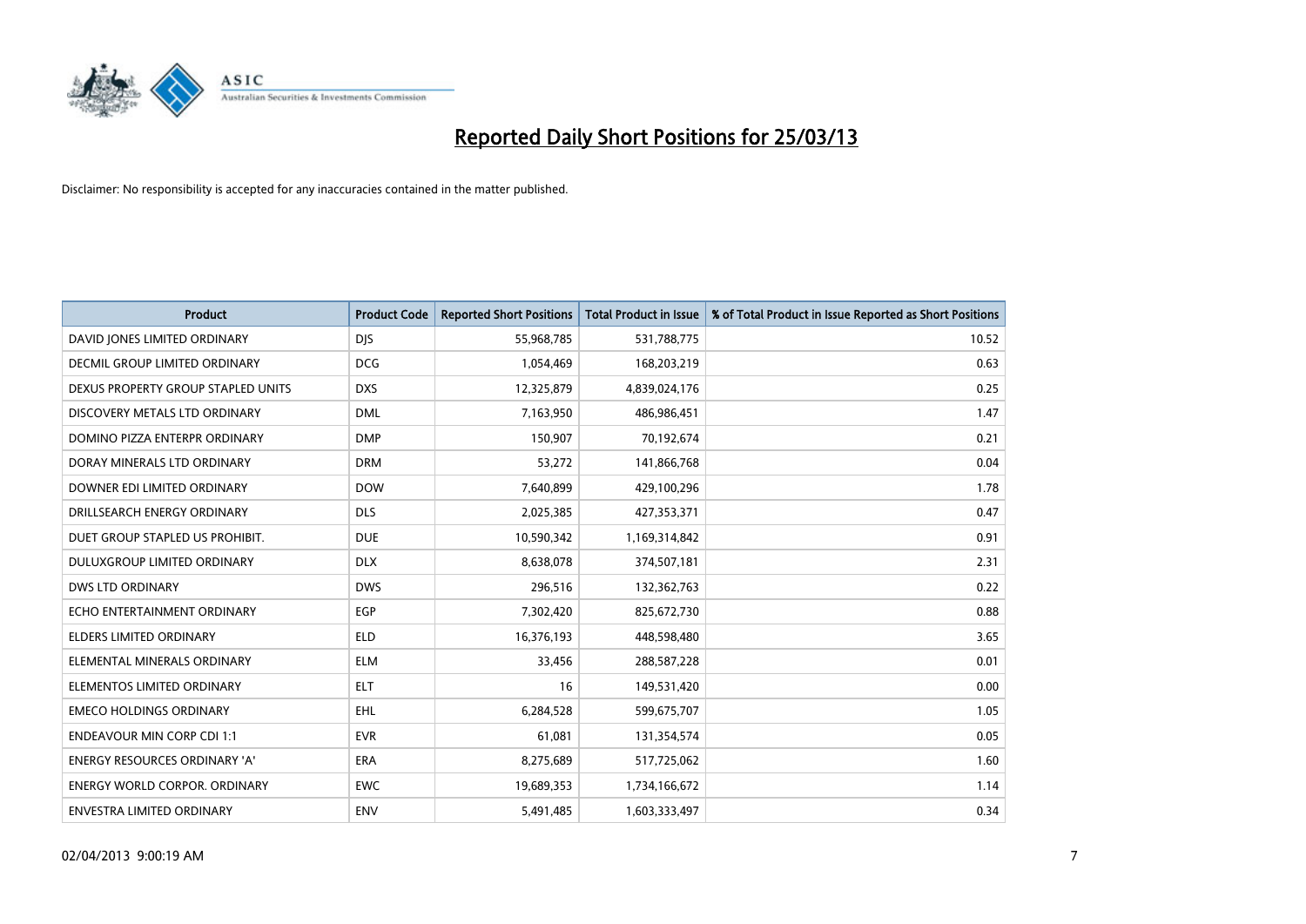# Reported Daily Short Positions for 25/03/13

Disclaimer: No responsibility is accepted for any inaccuracies contained in the matter published.

| Product | Product Code | Reported Short Positions | Total Product in Issue | % of Total Product in Issue Reported as Short Positions |
|---|---|---|---|---|
| DAVID JONES LIMITED ORDINARY | DJS | 55,968,785 | 531,788,775 | 10.52 |
| DECMIL GROUP LIMITED ORDINARY | DCG | 1,054,469 | 168,203,219 | 0.63 |
| DEXUS PROPERTY GROUP STAPLED UNITS | DXS | 12,325,879 | 4,839,024,176 | 0.25 |
| DISCOVERY METALS LTD ORDINARY | DML | 7,163,950 | 486,986,451 | 1.47 |
| DOMINO PIZZA ENTERPR ORDINARY | DMP | 150,907 | 70,192,674 | 0.21 |
| DORAY MINERALS LTD ORDINARY | DRM | 53,272 | 141,866,768 | 0.04 |
| DOWNER EDI LIMITED ORDINARY | DOW | 7,640,899 | 429,100,296 | 1.78 |
| DRILLSEARCH ENERGY ORDINARY | DLS | 2,025,385 | 427,353,371 | 0.47 |
| DUET GROUP STAPLED US PROHIBIT. | DUE | 10,590,342 | 1,169,314,842 | 0.91 |
| DULUXGROUP LIMITED ORDINARY | DLX | 8,638,078 | 374,507,181 | 2.31 |
| DWS LTD ORDINARY | DWS | 296,516 | 132,362,763 | 0.22 |
| ECHO ENTERTAINMENT ORDINARY | EGP | 7,302,420 | 825,672,730 | 0.88 |
| ELDERS LIMITED ORDINARY | ELD | 16,376,193 | 448,598,480 | 3.65 |
| ELEMENTAL MINERALS ORDINARY | ELM | 33,456 | 288,587,228 | 0.01 |
| ELEMENTOS LIMITED ORDINARY | ELT | 16 | 149,531,420 | 0.00 |
| EMECO HOLDINGS ORDINARY | EHL | 6,284,528 | 599,675,707 | 1.05 |
| ENDEAVOUR MIN CORP CDI 1:1 | EVR | 61,081 | 131,354,574 | 0.05 |
| ENERGY RESOURCES ORDINARY 'A' | ERA | 8,275,689 | 517,725,062 | 1.60 |
| ENERGY WORLD CORPOR. ORDINARY | EWC | 19,689,353 | 1,734,166,672 | 1.14 |
| ENVESTRA LIMITED ORDINARY | ENV | 5,491,485 | 1,603,333,497 | 0.34 |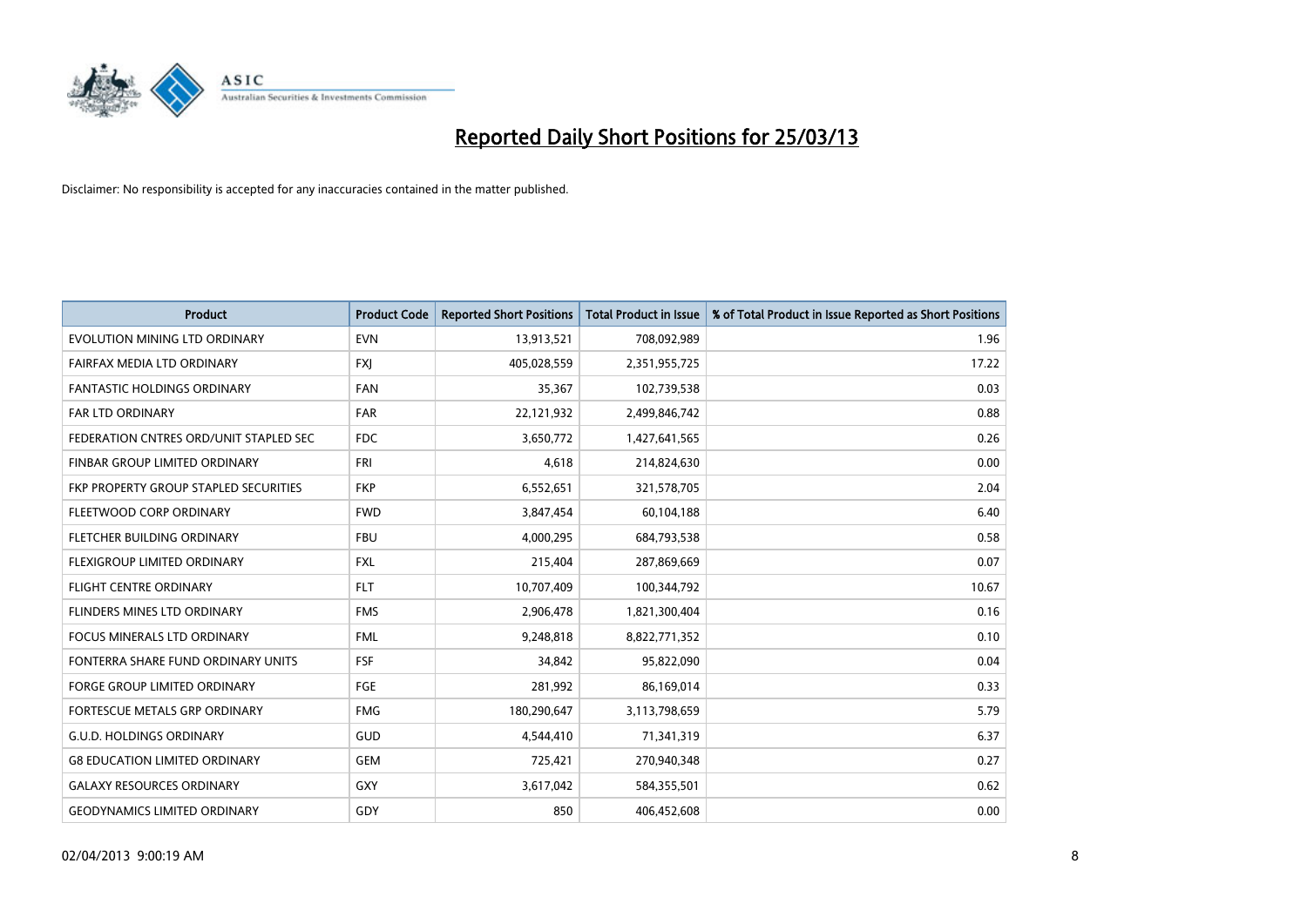# Reported Daily Short Positions for 25/03/13

Disclaimer: No responsibility is accepted for any inaccuracies contained in the matter published.

| Product | Product Code | Reported Short Positions | Total Product in Issue | % of Total Product in Issue Reported as Short Positions |
|---|---|---|---|---|
| EVOLUTION MINING LTD ORDINARY | EVN | 13,913,521 | 708,092,989 | 1.96 |
| FAIRFAX MEDIA LTD ORDINARY | FXJ | 405,028,559 | 2,351,955,725 | 17.22 |
| FANTASTIC HOLDINGS ORDINARY | FAN | 35,367 | 102,739,538 | 0.03 |
| FAR LTD ORDINARY | FAR | 22,121,932 | 2,499,846,742 | 0.88 |
| FEDERATION CNTRES ORD/UNIT STAPLED SEC | FDC | 3,650,772 | 1,427,641,565 | 0.26 |
| FINBAR GROUP LIMITED ORDINARY | FRI | 4,618 | 214,824,630 | 0.00 |
| FKP PROPERTY GROUP STAPLED SECURITIES | FKP | 6,552,651 | 321,578,705 | 2.04 |
| FLEETWOOD CORP ORDINARY | FWD | 3,847,454 | 60,104,188 | 6.40 |
| FLETCHER BUILDING ORDINARY | FBU | 4,000,295 | 684,793,538 | 0.58 |
| FLEXIGROUP LIMITED ORDINARY | FXL | 215,404 | 287,869,669 | 0.07 |
| FLIGHT CENTRE ORDINARY | FLT | 10,707,409 | 100,344,792 | 10.67 |
| FLINDERS MINES LTD ORDINARY | FMS | 2,906,478 | 1,821,300,404 | 0.16 |
| FOCUS MINERALS LTD ORDINARY | FML | 9,248,818 | 8,822,771,352 | 0.10 |
| FONTERRA SHARE FUND ORDINARY UNITS | FSF | 34,842 | 95,822,090 | 0.04 |
| FORGE GROUP LIMITED ORDINARY | FGE | 281,992 | 86,169,014 | 0.33 |
| FORTESCUE METALS GRP ORDINARY | FMG | 180,290,647 | 3,113,798,659 | 5.79 |
| G.U.D. HOLDINGS ORDINARY | GUD | 4,544,410 | 71,341,319 | 6.37 |
| G8 EDUCATION LIMITED ORDINARY | GEM | 725,421 | 270,940,348 | 0.27 |
| GALAXY RESOURCES ORDINARY | GXY | 3,617,042 | 584,355,501 | 0.62 |
| GEODYNAMICS LIMITED ORDINARY | GDY | 850 | 406,452,608 | 0.00 |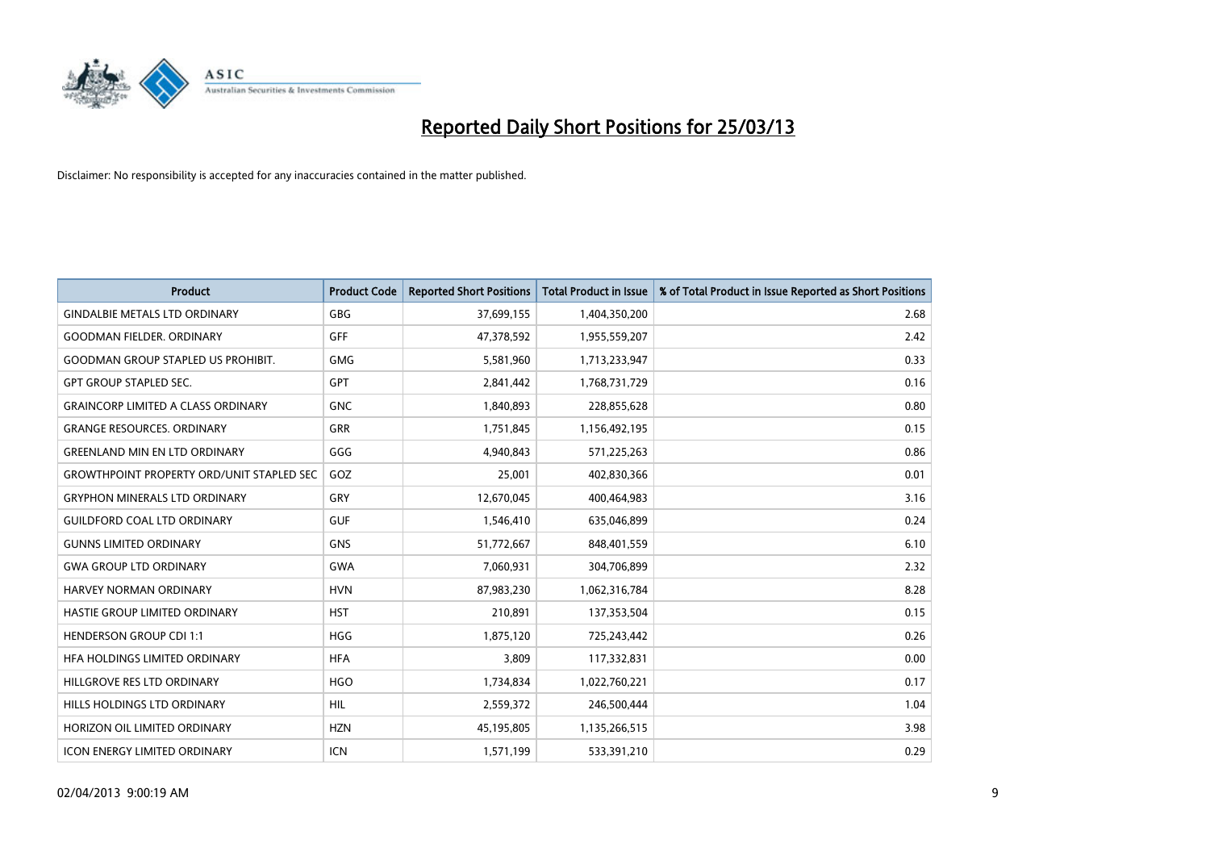# Reported Daily Short Positions for 25/03/13

Disclaimer: No responsibility is accepted for any inaccuracies contained in the matter published.

| Product | Product Code | Reported Short Positions | Total Product in Issue | % of Total Product in Issue Reported as Short Positions |
|---|---|---|---|---|
| GINDALBIE METALS LTD ORDINARY | GBG | 37,699,155 | 1,404,350,200 | 2.68 |
| GOODMAN FIELDER. ORDINARY | GFF | 47,378,592 | 1,955,559,207 | 2.42 |
| GOODMAN GROUP STAPLED US PROHIBIT. | GMG | 5,581,960 | 1,713,233,947 | 0.33 |
| GPT GROUP STAPLED SEC. | GPT | 2,841,442 | 1,768,731,729 | 0.16 |
| GRAINCORP LIMITED A CLASS ORDINARY | GNC | 1,840,893 | 228,855,628 | 0.80 |
| GRANGE RESOURCES. ORDINARY | GRR | 1,751,845 | 1,156,492,195 | 0.15 |
| GREENLAND MIN EN LTD ORDINARY | GGG | 4,940,843 | 571,225,263 | 0.86 |
| GROWTHPOINT PROPERTY ORD/UNIT STAPLED SEC | GOZ | 25,001 | 402,830,366 | 0.01 |
| GRYPHON MINERALS LTD ORDINARY | GRY | 12,670,045 | 400,464,983 | 3.16 |
| GUILDFORD COAL LTD ORDINARY | GUF | 1,546,410 | 635,046,899 | 0.24 |
| GUNNS LIMITED ORDINARY | GNS | 51,772,667 | 848,401,559 | 6.10 |
| GWA GROUP LTD ORDINARY | GWA | 7,060,931 | 304,706,899 | 2.32 |
| HARVEY NORMAN ORDINARY | HVN | 87,983,230 | 1,062,316,784 | 8.28 |
| HASTIE GROUP LIMITED ORDINARY | HST | 210,891 | 137,353,504 | 0.15 |
| HENDERSON GROUP CDI 1:1 | HGG | 1,875,120 | 725,243,442 | 0.26 |
| HFA HOLDINGS LIMITED ORDINARY | HFA | 3,809 | 117,332,831 | 0.00 |
| HILLGROVE RES LTD ORDINARY | HGO | 1,734,834 | 1,022,760,221 | 0.17 |
| HILLS HOLDINGS LTD ORDINARY | HIL | 2,559,372 | 246,500,444 | 1.04 |
| HORIZON OIL LIMITED ORDINARY | HZN | 45,195,805 | 1,135,266,515 | 3.98 |
| ICON ENERGY LIMITED ORDINARY | ICN | 1,571,199 | 533,391,210 | 0.29 |

02/04/2013 9:00:19 AM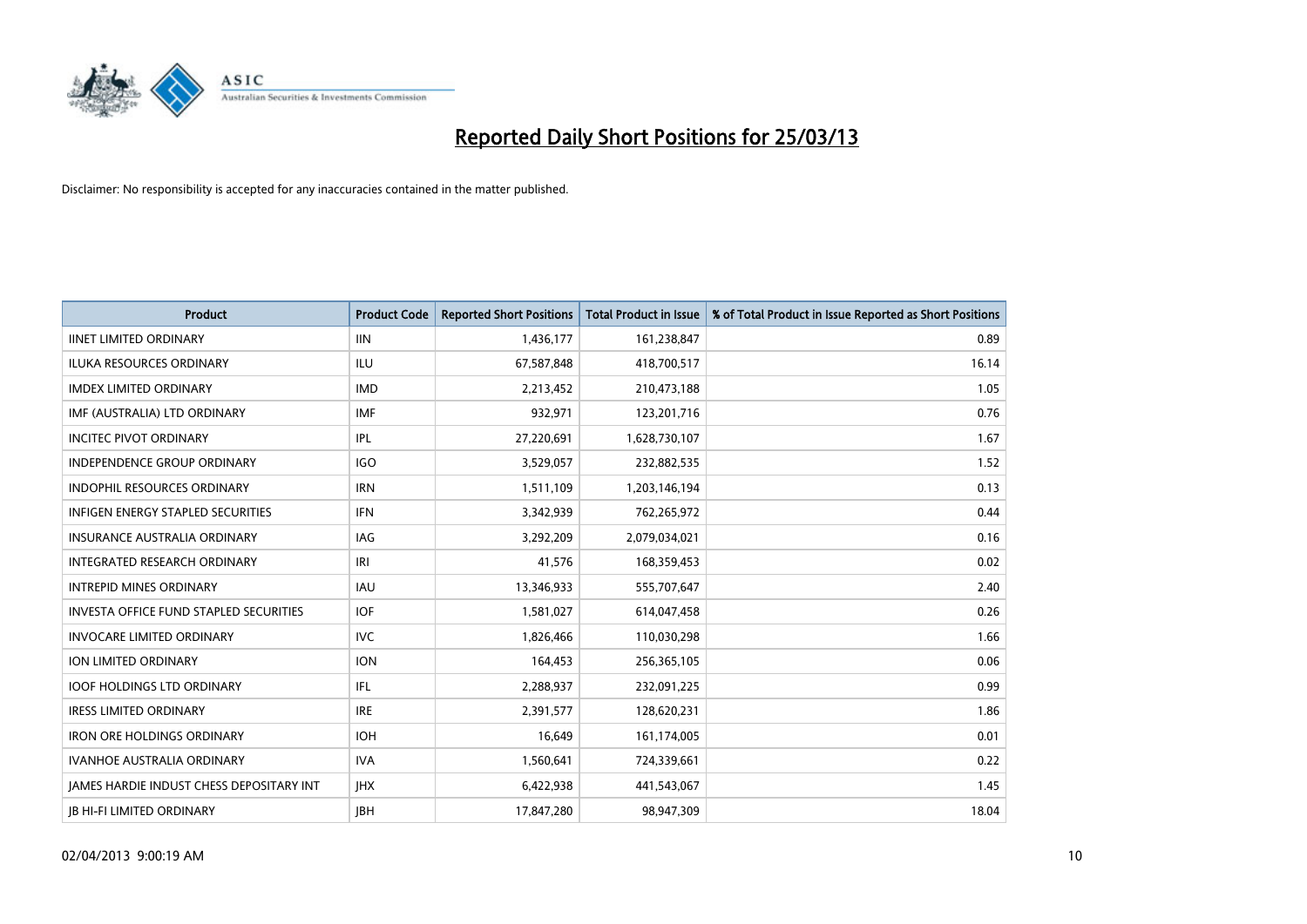# Reported Daily Short Positions for 25/03/13

Disclaimer: No responsibility is accepted for any inaccuracies contained in the matter published.

| Product | Product Code | Reported Short Positions | Total Product in Issue | % of Total Product in Issue Reported as Short Positions |
|---|---|---|---|---|
| IINET LIMITED ORDINARY | IIN | 1,436,177 | 161,238,847 | 0.89 |
| ILUKA RESOURCES ORDINARY | ILU | 67,587,848 | 418,700,517 | 16.14 |
| IMDEX LIMITED ORDINARY | IMD | 2,213,452 | 210,473,188 | 1.05 |
| IMF (AUSTRALIA) LTD ORDINARY | IMF | 932,971 | 123,201,716 | 0.76 |
| INCITEC PIVOT ORDINARY | IPL | 27,220,691 | 1,628,730,107 | 1.67 |
| INDEPENDENCE GROUP ORDINARY | IGO | 3,529,057 | 232,882,535 | 1.52 |
| INDOPHIL RESOURCES ORDINARY | IRN | 1,511,109 | 1,203,146,194 | 0.13 |
| INFIGEN ENERGY STAPLED SECURITIES | IFN | 3,342,939 | 762,265,972 | 0.44 |
| INSURANCE AUSTRALIA ORDINARY | IAG | 3,292,209 | 2,079,034,021 | 0.16 |
| INTEGRATED RESEARCH ORDINARY | IRI | 41,576 | 168,359,453 | 0.02 |
| INTREPID MINES ORDINARY | IAU | 13,346,933 | 555,707,647 | 2.40 |
| INVESTA OFFICE FUND STAPLED SECURITIES | IOF | 1,581,027 | 614,047,458 | 0.26 |
| INVOCARE LIMITED ORDINARY | IVC | 1,826,466 | 110,030,298 | 1.66 |
| ION LIMITED ORDINARY | ION | 164,453 | 256,365,105 | 0.06 |
| IOOF HOLDINGS LTD ORDINARY | IFL | 2,288,937 | 232,091,225 | 0.99 |
| IRESS LIMITED ORDINARY | IRE | 2,391,577 | 128,620,231 | 1.86 |
| IRON ORE HOLDINGS ORDINARY | IOH | 16,649 | 161,174,005 | 0.01 |
| IVANHOE AUSTRALIA ORDINARY | IVA | 1,560,641 | 724,339,661 | 0.22 |
| JAMES HARDIE INDUST CHESS DEPOSITARY INT | JHX | 6,422,938 | 441,543,067 | 1.45 |
| JB HI-FI LIMITED ORDINARY | JBH | 17,847,280 | 98,947,309 | 18.04 |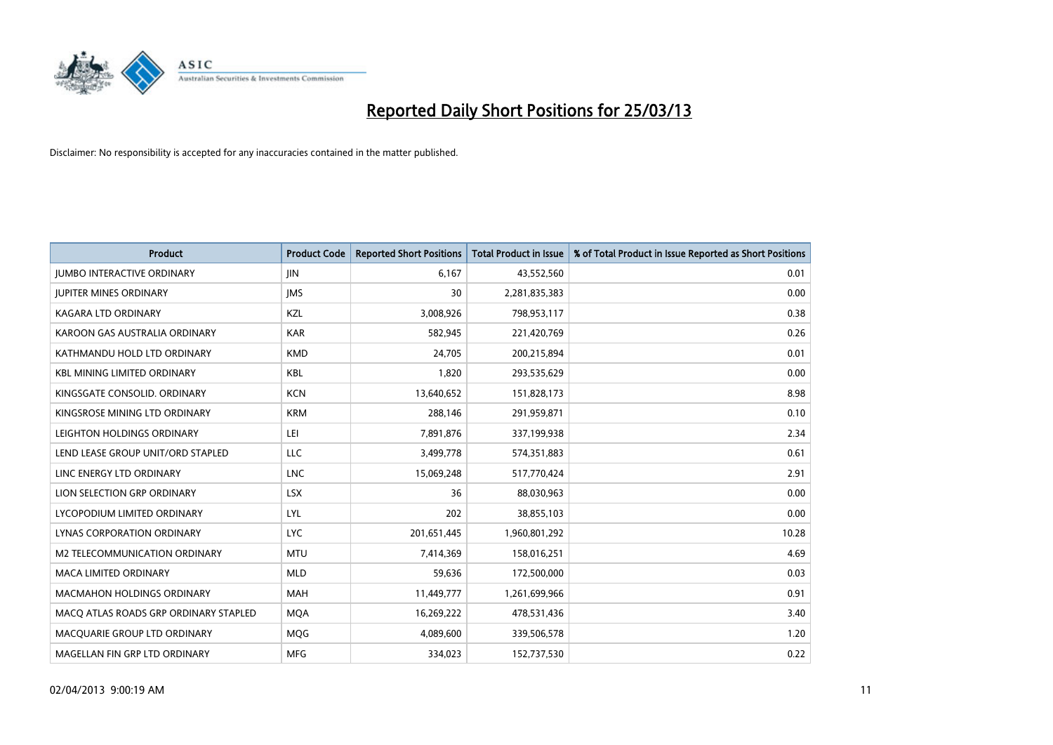# Reported Daily Short Positions for 25/03/13

Disclaimer: No responsibility is accepted for any inaccuracies contained in the matter published.

| Product | Product Code | Reported Short Positions | Total Product in Issue | % of Total Product in Issue Reported as Short Positions |
|---|---|---|---|---|
| JUMBO INTERACTIVE ORDINARY | JIN | 6,167 | 43,552,560 | 0.01 |
| JUPITER MINES ORDINARY | JMS | 30 | 2,281,835,383 | 0.00 |
| KAGARA LTD ORDINARY | KZL | 3,008,926 | 798,953,117 | 0.38 |
| KAROON GAS AUSTRALIA ORDINARY | KAR | 582,945 | 221,420,769 | 0.26 |
| KATHMANDU HOLD LTD ORDINARY | KMD | 24,705 | 200,215,894 | 0.01 |
| KBL MINING LIMITED ORDINARY | KBL | 1,820 | 293,535,629 | 0.00 |
| KINGSGATE CONSOLID. ORDINARY | KCN | 13,640,652 | 151,828,173 | 8.98 |
| KINGSROSE MINING LTD ORDINARY | KRM | 288,146 | 291,959,871 | 0.10 |
| LEIGHTON HOLDINGS ORDINARY | LEI | 7,891,876 | 337,199,938 | 2.34 |
| LEND LEASE GROUP UNIT/ORD STAPLED | LLC | 3,499,778 | 574,351,883 | 0.61 |
| LINC ENERGY LTD ORDINARY | LNC | 15,069,248 | 517,770,424 | 2.91 |
| LION SELECTION GRP ORDINARY | LSX | 36 | 88,030,963 | 0.00 |
| LYCOPODIUM LIMITED ORDINARY | LYL | 202 | 38,855,103 | 0.00 |
| LYNAS CORPORATION ORDINARY | LYC | 201,651,445 | 1,960,801,292 | 10.28 |
| M2 TELECOMMUNICATION ORDINARY | MTU | 7,414,369 | 158,016,251 | 4.69 |
| MACA LIMITED ORDINARY | MLD | 59,636 | 172,500,000 | 0.03 |
| MACMAHON HOLDINGS ORDINARY | MAH | 11,449,777 | 1,261,699,966 | 0.91 |
| MACQ ATLAS ROADS GRP ORDINARY STAPLED | MQA | 16,269,222 | 478,531,436 | 3.40 |
| MACQUARIE GROUP LTD ORDINARY | MQG | 4,089,600 | 339,506,578 | 1.20 |
| MAGELLAN FIN GRP LTD ORDINARY | MFG | 334,023 | 152,737,530 | 0.22 |

02/04/2013 9:00:19 AM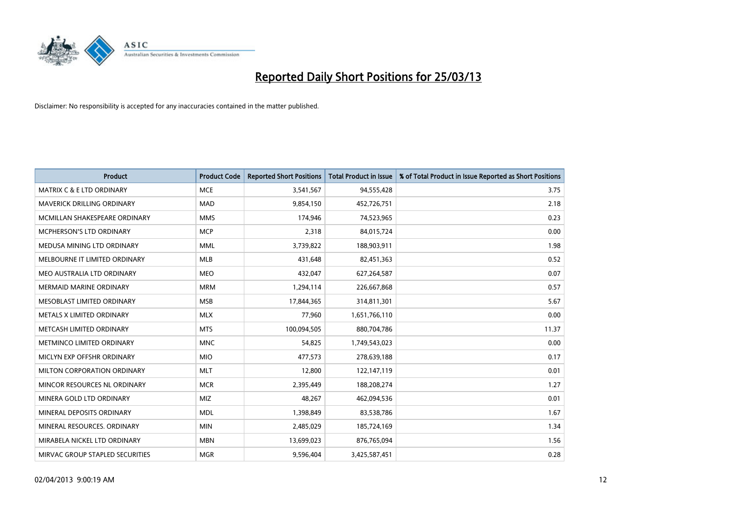# Reported Daily Short Positions for 25/03/13

Disclaimer: No responsibility is accepted for any inaccuracies contained in the matter published.

| Product | Product Code | Reported Short Positions | Total Product in Issue | % of Total Product in Issue Reported as Short Positions |
|---|---|---|---|---|
| MATRIX C & E LTD ORDINARY | MCE | 3,541,567 | 94,555,428 | 3.75 |
| MAVERICK DRILLING ORDINARY | MAD | 9,854,150 | 452,726,751 | 2.18 |
| MCMILLAN SHAKESPEARE ORDINARY | MMS | 174,946 | 74,523,965 | 0.23 |
| MCPHERSON'S LTD ORDINARY | MCP | 2,318 | 84,015,724 | 0.00 |
| MEDUSA MINING LTD ORDINARY | MML | 3,739,822 | 188,903,911 | 1.98 |
| MELBOURNE IT LIMITED ORDINARY | MLB | 431,648 | 82,451,363 | 0.52 |
| MEO AUSTRALIA LTD ORDINARY | MEO | 432,047 | 627,264,587 | 0.07 |
| MERMAID MARINE ORDINARY | MRM | 1,294,114 | 226,667,868 | 0.57 |
| MESOBLAST LIMITED ORDINARY | MSB | 17,844,365 | 314,811,301 | 5.67 |
| METALS X LIMITED ORDINARY | MLX | 77,960 | 1,651,766,110 | 0.00 |
| METCASH LIMITED ORDINARY | MTS | 100,094,505 | 880,704,786 | 11.37 |
| METMINCO LIMITED ORDINARY | MNC | 54,825 | 1,749,543,023 | 0.00 |
| MICLYN EXP OFFSHR ORDINARY | MIO | 477,573 | 278,639,188 | 0.17 |
| MILTON CORPORATION ORDINARY | MLT | 12,800 | 122,147,119 | 0.01 |
| MINCOR RESOURCES NL ORDINARY | MCR | 2,395,449 | 188,208,274 | 1.27 |
| MINERA GOLD LTD ORDINARY | MIZ | 48,267 | 462,094,536 | 0.01 |
| MINERAL DEPOSITS ORDINARY | MDL | 1,398,849 | 83,538,786 | 1.67 |
| MINERAL RESOURCES. ORDINARY | MIN | 2,485,029 | 185,724,169 | 1.34 |
| MIRABELA NICKEL LTD ORDINARY | MBN | 13,699,023 | 876,765,094 | 1.56 |
| MIRVAC GROUP STAPLED SECURITIES | MGR | 9,596,404 | 3,425,587,451 | 0.28 |

02/04/2013 9:00:19 AM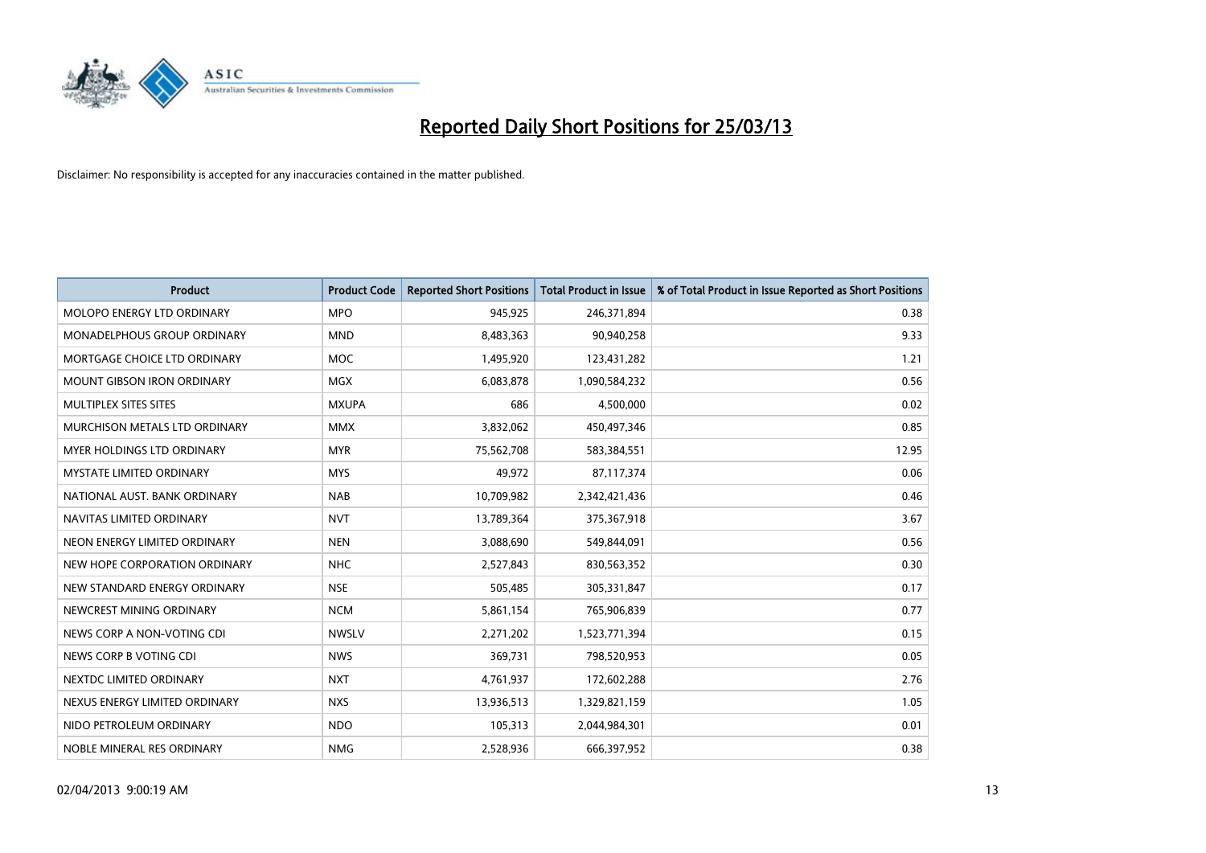# Reported Daily Short Positions for 25/03/13

Disclaimer: No responsibility is accepted for any inaccuracies contained in the matter published.

| Product | Product Code | Reported Short Positions | Total Product in Issue | % of Total Product in Issue Reported as Short Positions |
|---|---|---|---|---|
| MOLOPO ENERGY LTD ORDINARY | MPO | 945,925 | 246,371,894 | 0.38 |
| MONADELPHOUS GROUP ORDINARY | MND | 8,483,363 | 90,940,258 | 9.33 |
| MORTGAGE CHOICE LTD ORDINARY | MOC | 1,495,920 | 123,431,282 | 1.21 |
| MOUNT GIBSON IRON ORDINARY | MGX | 6,083,878 | 1,090,584,232 | 0.56 |
| MULTIPLEX SITES SITES | MXUPA | 686 | 4,500,000 | 0.02 |
| MURCHISON METALS LTD ORDINARY | MMX | 3,832,062 | 450,497,346 | 0.85 |
| MYER HOLDINGS LTD ORDINARY | MYR | 75,562,708 | 583,384,551 | 12.95 |
| MYSTATE LIMITED ORDINARY | MYS | 49,972 | 87,117,374 | 0.06 |
| NATIONAL AUST. BANK ORDINARY | NAB | 10,709,982 | 2,342,421,436 | 0.46 |
| NAVITAS LIMITED ORDINARY | NVT | 13,789,364 | 375,367,918 | 3.67 |
| NEON ENERGY LIMITED ORDINARY | NEN | 3,088,690 | 549,844,091 | 0.56 |
| NEW HOPE CORPORATION ORDINARY | NHC | 2,527,843 | 830,563,352 | 0.30 |
| NEW STANDARD ENERGY ORDINARY | NSE | 505,485 | 305,331,847 | 0.17 |
| NEWCREST MINING ORDINARY | NCM | 5,861,154 | 765,906,839 | 0.77 |
| NEWS CORP A NON-VOTING CDI | NWSLV | 2,271,202 | 1,523,771,394 | 0.15 |
| NEWS CORP B VOTING CDI | NWS | 369,731 | 798,520,953 | 0.05 |
| NEXTDC LIMITED ORDINARY | NXT | 4,761,937 | 172,602,288 | 2.76 |
| NEXUS ENERGY LIMITED ORDINARY | NXS | 13,936,513 | 1,329,821,159 | 1.05 |
| NIDO PETROLEUM ORDINARY | NDO | 105,313 | 2,044,984,301 | 0.01 |
| NOBLE MINERAL RES ORDINARY | NMG | 2,528,936 | 666,397,952 | 0.38 |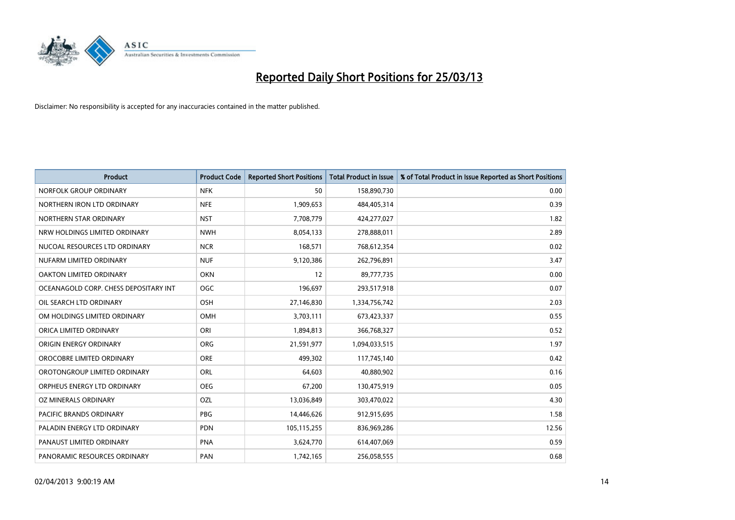# Reported Daily Short Positions for 25/03/13

Disclaimer: No responsibility is accepted for any inaccuracies contained in the matter published.

| Product | Product Code | Reported Short Positions | Total Product in Issue | % of Total Product in Issue Reported as Short Positions |
|---|---|---|---|---|
| NORFOLK GROUP ORDINARY | NFK | 50 | 158,890,730 | 0.00 |
| NORTHERN IRON LTD ORDINARY | NFE | 1,909,653 | 484,405,314 | 0.39 |
| NORTHERN STAR ORDINARY | NST | 7,708,779 | 424,277,027 | 1.82 |
| NRW HOLDINGS LIMITED ORDINARY | NWH | 8,054,133 | 278,888,011 | 2.89 |
| NUCOAL RESOURCES LTD ORDINARY | NCR | 168,571 | 768,612,354 | 0.02 |
| NUFARM LIMITED ORDINARY | NUF | 9,120,386 | 262,796,891 | 3.47 |
| OAKTON LIMITED ORDINARY | OKN | 12 | 89,777,735 | 0.00 |
| OCEANAGOLD CORP. CHESS DEPOSITARY INT | OGC | 196,697 | 293,517,918 | 0.07 |
| OIL SEARCH LTD ORDINARY | OSH | 27,146,830 | 1,334,756,742 | 2.03 |
| OM HOLDINGS LIMITED ORDINARY | OMH | 3,703,111 | 673,423,337 | 0.55 |
| ORICA LIMITED ORDINARY | ORI | 1,894,813 | 366,768,327 | 0.52 |
| ORIGIN ENERGY ORDINARY | ORG | 21,591,977 | 1,094,033,515 | 1.97 |
| OROCOBRE LIMITED ORDINARY | ORE | 499,302 | 117,745,140 | 0.42 |
| OROTONGROUP LIMITED ORDINARY | ORL | 64,603 | 40,880,902 | 0.16 |
| ORPHEUS ENERGY LTD ORDINARY | OEG | 67,200 | 130,475,919 | 0.05 |
| OZ MINERALS ORDINARY | OZL | 13,036,849 | 303,470,022 | 4.30 |
| PACIFIC BRANDS ORDINARY | PBG | 14,446,626 | 912,915,695 | 1.58 |
| PALADIN ENERGY LTD ORDINARY | PDN | 105,115,255 | 836,969,286 | 12.56 |
| PANAUST LIMITED ORDINARY | PNA | 3,624,770 | 614,407,069 | 0.59 |
| PANORAMIC RESOURCES ORDINARY | PAN | 1,742,165 | 256,058,555 | 0.68 |

02/04/2013 9:00:19 AM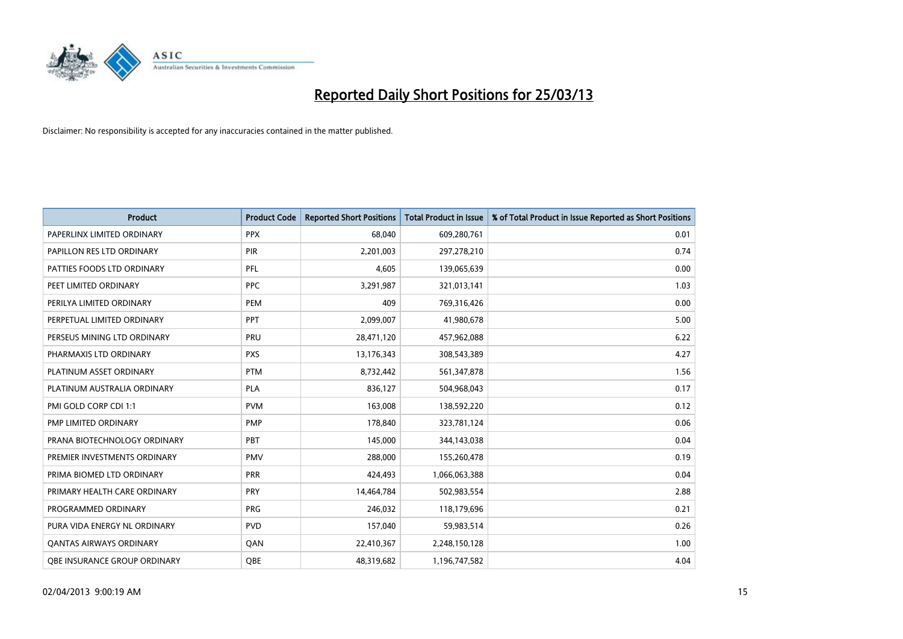# Reported Daily Short Positions for 25/03/13

Disclaimer: No responsibility is accepted for any inaccuracies contained in the matter published.

| Product | Product Code | Reported Short Positions | Total Product in Issue | % of Total Product in Issue Reported as Short Positions |
| --- | --- | --- | --- | --- |
| PAPERLINX LIMITED ORDINARY | PPX | 68,040 | 609,280,761 | 0.01 |
| PAPILLON RES LTD ORDINARY | PIR | 2,201,003 | 297,278,210 | 0.74 |
| PATTIES FOODS LTD ORDINARY | PFL | 4,605 | 139,065,639 | 0.00 |
| PEET LIMITED ORDINARY | PPC | 3,291,987 | 321,013,141 | 1.03 |
| PERILYA LIMITED ORDINARY | PEM | 409 | 769,316,426 | 0.00 |
| PERPETUAL LIMITED ORDINARY | PPT | 2,099,007 | 41,980,678 | 5.00 |
| PERSEUS MINING LTD ORDINARY | PRU | 28,471,120 | 457,962,088 | 6.22 |
| PHARMAXIS LTD ORDINARY | PXS | 13,176,343 | 308,543,389 | 4.27 |
| PLATINUM ASSET ORDINARY | PTM | 8,732,442 | 561,347,878 | 1.56 |
| PLATINUM AUSTRALIA ORDINARY | PLA | 836,127 | 504,968,043 | 0.17 |
| PMI GOLD CORP CDI 1:1 | PVM | 163,008 | 138,592,220 | 0.12 |
| PMP LIMITED ORDINARY | PMP | 178,840 | 323,781,124 | 0.06 |
| PRANA BIOTECHNOLOGY ORDINARY | PBT | 145,000 | 344,143,038 | 0.04 |
| PREMIER INVESTMENTS ORDINARY | PMV | 288,000 | 155,260,478 | 0.19 |
| PRIMA BIOMED LTD ORDINARY | PRR | 424,493 | 1,066,063,388 | 0.04 |
| PRIMARY HEALTH CARE ORDINARY | PRY | 14,464,784 | 502,983,554 | 2.88 |
| PROGRAMMED ORDINARY | PRG | 246,032 | 118,179,696 | 0.21 |
| PURA VIDA ENERGY NL ORDINARY | PVD | 157,040 | 59,983,514 | 0.26 |
| QANTAS AIRWAYS ORDINARY | QAN | 22,410,367 | 2,248,150,128 | 1.00 |
| QBE INSURANCE GROUP ORDINARY | QBE | 48,319,682 | 1,196,747,582 | 4.04 |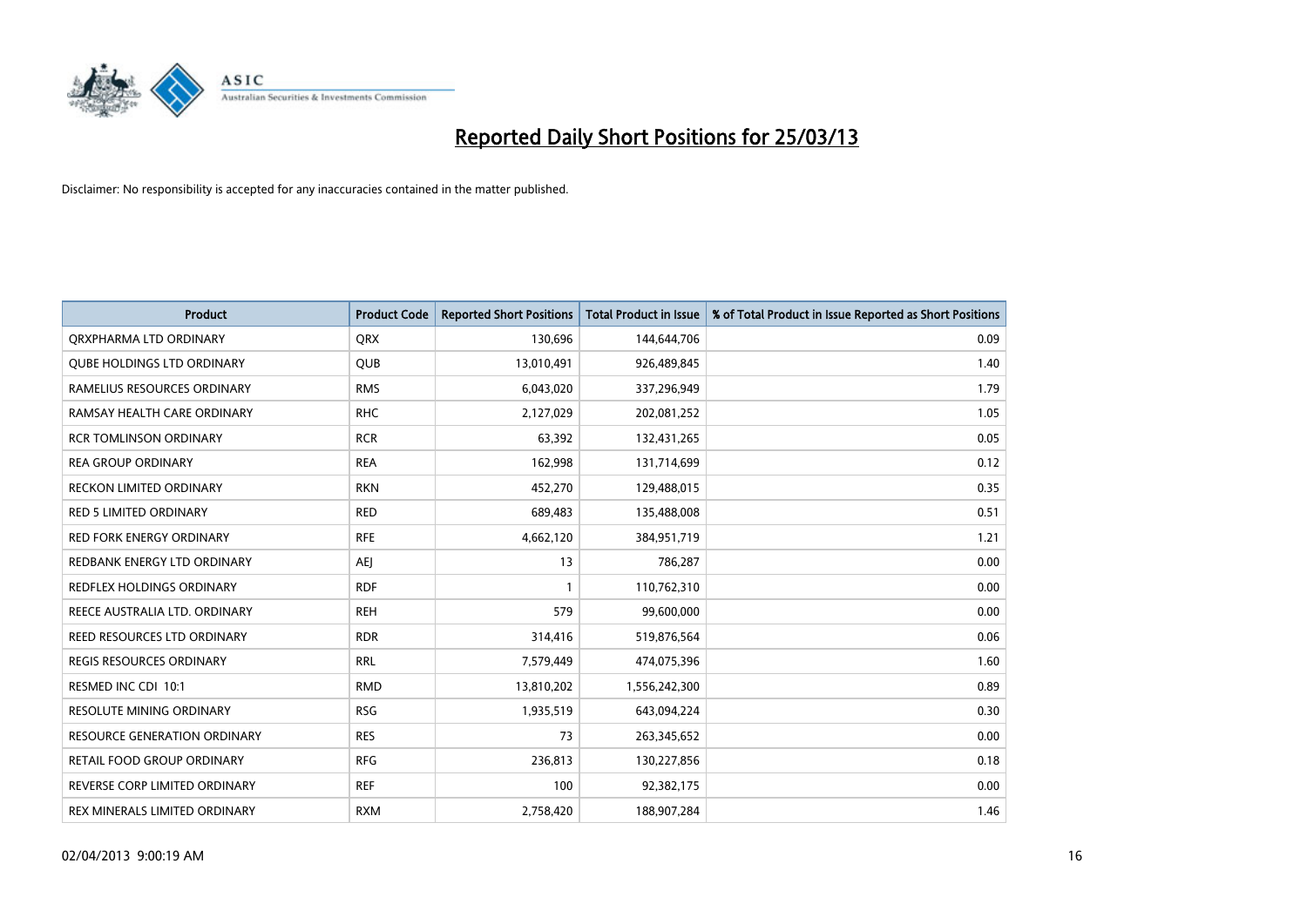# Reported Daily Short Positions for 25/03/13

Disclaimer: No responsibility is accepted for any inaccuracies contained in the matter published.

| Product | Product Code | Reported Short Positions | Total Product in Issue | % of Total Product in Issue Reported as Short Positions |
|---|---|---|---|---|
| QRXPHARMA LTD ORDINARY | QRX | 130,696 | 144,644,706 | 0.09 |
| QUBE HOLDINGS LTD ORDINARY | QUB | 13,010,491 | 926,489,845 | 1.40 |
| RAMELIUS RESOURCES ORDINARY | RMS | 6,043,020 | 337,296,949 | 1.79 |
| RAMSAY HEALTH CARE ORDINARY | RHC | 2,127,029 | 202,081,252 | 1.05 |
| RCR TOMLINSON ORDINARY | RCR | 63,392 | 132,431,265 | 0.05 |
| REA GROUP ORDINARY | REA | 162,998 | 131,714,699 | 0.12 |
| RECKON LIMITED ORDINARY | RKN | 452,270 | 129,488,015 | 0.35 |
| RED 5 LIMITED ORDINARY | RED | 689,483 | 135,488,008 | 0.51 |
| RED FORK ENERGY ORDINARY | RFE | 4,662,120 | 384,951,719 | 1.21 |
| REDBANK ENERGY LTD ORDINARY | AEJ | 13 | 786,287 | 0.00 |
| REDFLEX HOLDINGS ORDINARY | RDF | 1 | 110,762,310 | 0.00 |
| REECE AUSTRALIA LTD. ORDINARY | REH | 579 | 99,600,000 | 0.00 |
| REED RESOURCES LTD ORDINARY | RDR | 314,416 | 519,876,564 | 0.06 |
| REGIS RESOURCES ORDINARY | RRL | 7,579,449 | 474,075,396 | 1.60 |
| RESMED INC CDI 10:1 | RMD | 13,810,202 | 1,556,242,300 | 0.89 |
| RESOLUTE MINING ORDINARY | RSG | 1,935,519 | 643,094,224 | 0.30 |
| RESOURCE GENERATION ORDINARY | RES | 73 | 263,345,652 | 0.00 |
| RETAIL FOOD GROUP ORDINARY | RFG | 236,813 | 130,227,856 | 0.18 |
| REVERSE CORP LIMITED ORDINARY | REF | 100 | 92,382,175 | 0.00 |
| REX MINERALS LIMITED ORDINARY | RXM | 2,758,420 | 188,907,284 | 1.46 |

02/04/2013 9:00:19 AM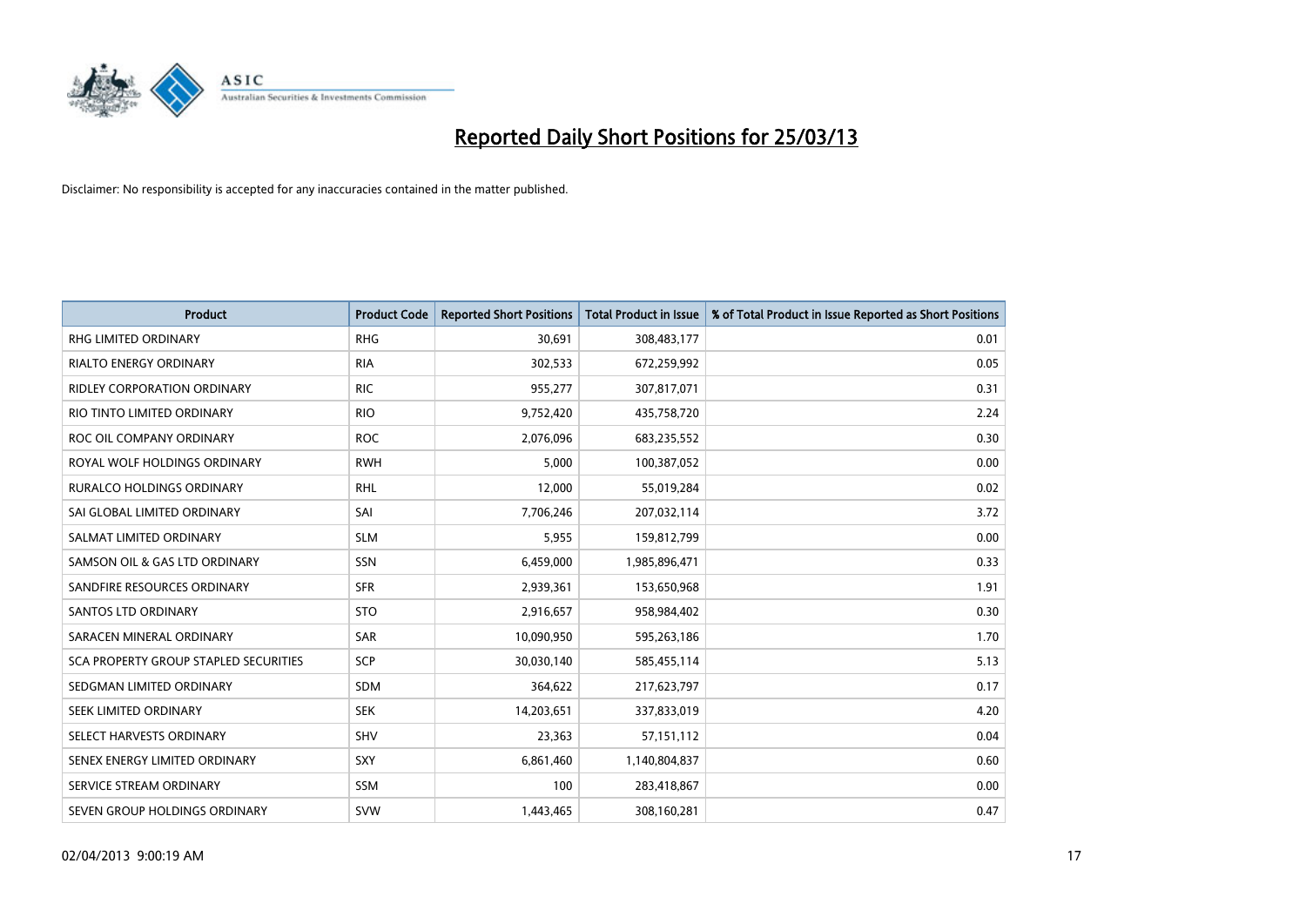# Reported Daily Short Positions for 25/03/13

Disclaimer: No responsibility is accepted for any inaccuracies contained in the matter published.

| Product | Product Code | Reported Short Positions | Total Product in Issue | % of Total Product in Issue Reported as Short Positions |
| --- | --- | --- | --- | --- |
| RHG LIMITED ORDINARY | RHG | 30,691 | 308,483,177 | 0.01 |
| RIALTO ENERGY ORDINARY | RIA | 302,533 | 672,259,992 | 0.05 |
| RIDLEY CORPORATION ORDINARY | RIC | 955,277 | 307,817,071 | 0.31 |
| RIO TINTO LIMITED ORDINARY | RIO | 9,752,420 | 435,758,720 | 2.24 |
| ROC OIL COMPANY ORDINARY | ROC | 2,076,096 | 683,235,552 | 0.30 |
| ROYAL WOLF HOLDINGS ORDINARY | RWH | 5,000 | 100,387,052 | 0.00 |
| RURALCO HOLDINGS ORDINARY | RHL | 12,000 | 55,019,284 | 0.02 |
| SAI GLOBAL LIMITED ORDINARY | SAI | 7,706,246 | 207,032,114 | 3.72 |
| SALMAT LIMITED ORDINARY | SLM | 5,955 | 159,812,799 | 0.00 |
| SAMSON OIL & GAS LTD ORDINARY | SSN | 6,459,000 | 1,985,896,471 | 0.33 |
| SANDFIRE RESOURCES ORDINARY | SFR | 2,939,361 | 153,650,968 | 1.91 |
| SANTOS LTD ORDINARY | STO | 2,916,657 | 958,984,402 | 0.30 |
| SARACEN MINERAL ORDINARY | SAR | 10,090,950 | 595,263,186 | 1.70 |
| SCA PROPERTY GROUP STAPLED SECURITIES | SCP | 30,030,140 | 585,455,114 | 5.13 |
| SEDGMAN LIMITED ORDINARY | SDM | 364,622 | 217,623,797 | 0.17 |
| SEEK LIMITED ORDINARY | SEK | 14,203,651 | 337,833,019 | 4.20 |
| SELECT HARVESTS ORDINARY | SHV | 23,363 | 57,151,112 | 0.04 |
| SENEX ENERGY LIMITED ORDINARY | SXY | 6,861,460 | 1,140,804,837 | 0.60 |
| SERVICE STREAM ORDINARY | SSM | 100 | 283,418,867 | 0.00 |
| SEVEN GROUP HOLDINGS ORDINARY | SVW | 1,443,465 | 308,160,281 | 0.47 |

02/04/2013 9:00:19 AM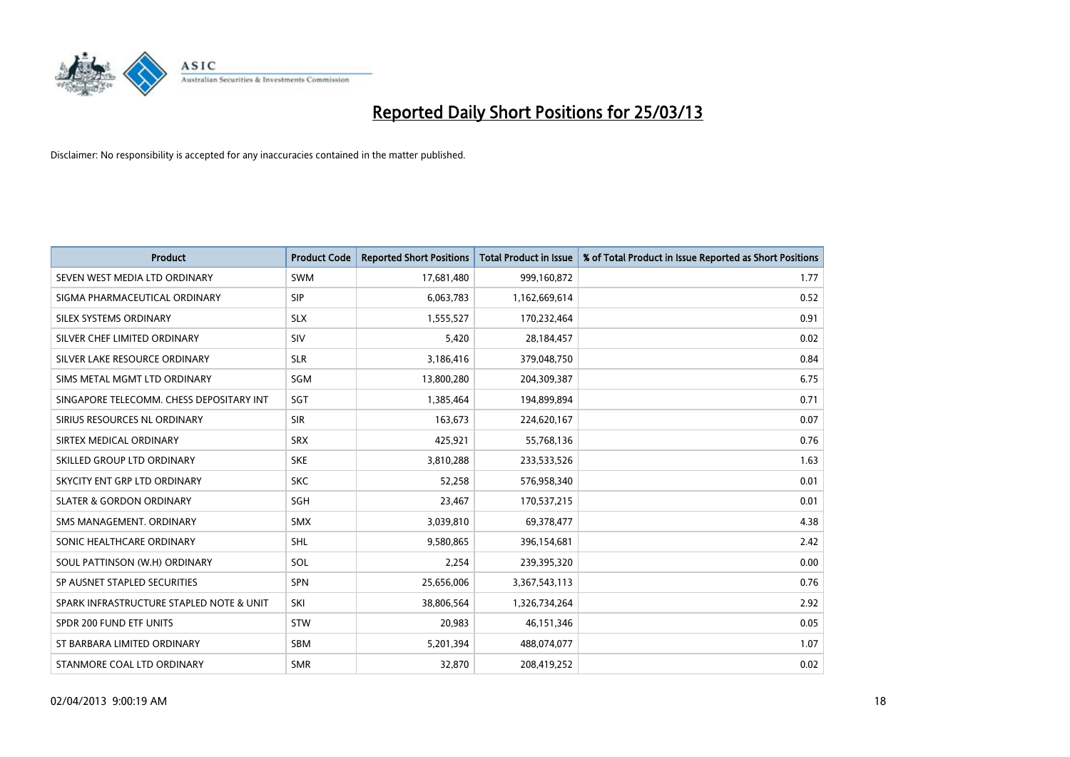# Reported Daily Short Positions for 25/03/13

Disclaimer: No responsibility is accepted for any inaccuracies contained in the matter published.

| Product | Product Code | Reported Short Positions | Total Product in Issue | % of Total Product in Issue Reported as Short Positions |
|---|---|---|---|---|
| SEVEN WEST MEDIA LTD ORDINARY | SWM | 17,681,480 | 999,160,872 | 1.77 |
| SIGMA PHARMACEUTICAL ORDINARY | SIP | 6,063,783 | 1,162,669,614 | 0.52 |
| SILEX SYSTEMS ORDINARY | SLX | 1,555,527 | 170,232,464 | 0.91 |
| SILVER CHEF LIMITED ORDINARY | SIV | 5,420 | 28,184,457 | 0.02 |
| SILVER LAKE RESOURCE ORDINARY | SLR | 3,186,416 | 379,048,750 | 0.84 |
| SIMS METAL MGMT LTD ORDINARY | SGM | 13,800,280 | 204,309,387 | 6.75 |
| SINGAPORE TELECOMM. CHESS DEPOSITARY INT | SGT | 1,385,464 | 194,899,894 | 0.71 |
| SIRIUS RESOURCES NL ORDINARY | SIR | 163,673 | 224,620,167 | 0.07 |
| SIRTEX MEDICAL ORDINARY | SRX | 425,921 | 55,768,136 | 0.76 |
| SKILLED GROUP LTD ORDINARY | SKE | 3,810,288 | 233,533,526 | 1.63 |
| SKYCITY ENT GRP LTD ORDINARY | SKC | 52,258 | 576,958,340 | 0.01 |
| SLATER & GORDON ORDINARY | SGH | 23,467 | 170,537,215 | 0.01 |
| SMS MANAGEMENT. ORDINARY | SMX | 3,039,810 | 69,378,477 | 4.38 |
| SONIC HEALTHCARE ORDINARY | SHL | 9,580,865 | 396,154,681 | 2.42 |
| SOUL PATTINSON (W.H) ORDINARY | SOL | 2,254 | 239,395,320 | 0.00 |
| SP AUSNET STAPLED SECURITIES | SPN | 25,656,006 | 3,367,543,113 | 0.76 |
| SPARK INFRASTRUCTURE STAPLED NOTE & UNIT | SKI | 38,806,564 | 1,326,734,264 | 2.92 |
| SPDR 200 FUND ETF UNITS | STW | 20,983 | 46,151,346 | 0.05 |
| ST BARBARA LIMITED ORDINARY | SBM | 5,201,394 | 488,074,077 | 1.07 |
| STANMORE COAL LTD ORDINARY | SMR | 32,870 | 208,419,252 | 0.02 |

02/04/2013 9:00:19 AM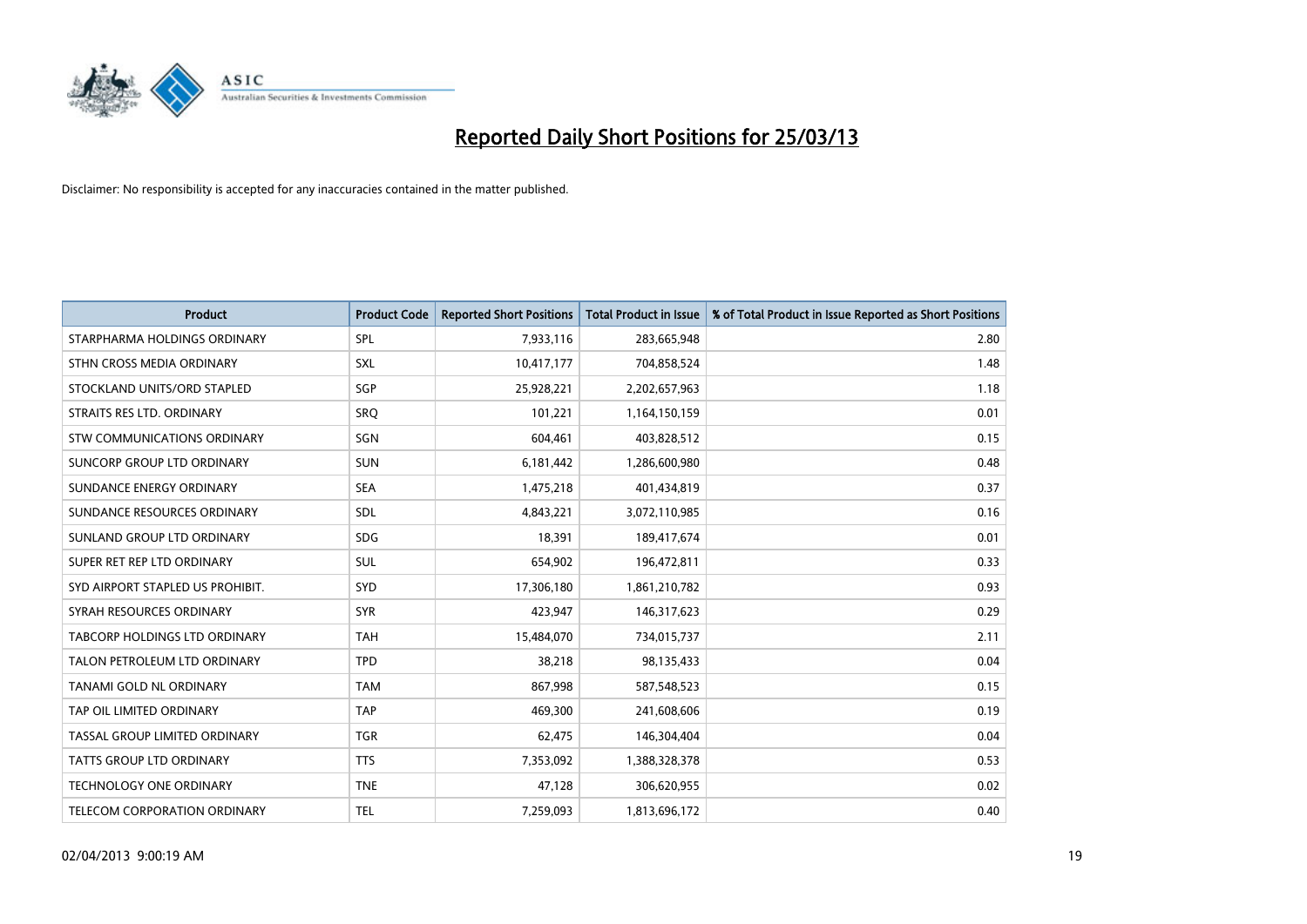# Reported Daily Short Positions for 25/03/13

Disclaimer: No responsibility is accepted for any inaccuracies contained in the matter published.

| Product | Product Code | Reported Short Positions | Total Product in Issue | % of Total Product in Issue Reported as Short Positions |
|---|---|---|---|---|
| STARPHARMA HOLDINGS ORDINARY | SPL | 7,933,116 | 283,665,948 | 2.80 |
| STHN CROSS MEDIA ORDINARY | SXL | 10,417,177 | 704,858,524 | 1.48 |
| STOCKLAND UNITS/ORD STAPLED | SGP | 25,928,221 | 2,202,657,963 | 1.18 |
| STRAITS RES LTD. ORDINARY | SRQ | 101,221 | 1,164,150,159 | 0.01 |
| STW COMMUNICATIONS ORDINARY | SGN | 604,461 | 403,828,512 | 0.15 |
| SUNCORP GROUP LTD ORDINARY | SUN | 6,181,442 | 1,286,600,980 | 0.48 |
| SUNDANCE ENERGY ORDINARY | SEA | 1,475,218 | 401,434,819 | 0.37 |
| SUNDANCE RESOURCES ORDINARY | SDL | 4,843,221 | 3,072,110,985 | 0.16 |
| SUNLAND GROUP LTD ORDINARY | SDG | 18,391 | 189,417,674 | 0.01 |
| SUPER RET REP LTD ORDINARY | SUL | 654,902 | 196,472,811 | 0.33 |
| SYD AIRPORT STAPLED US PROHIBIT. | SYD | 17,306,180 | 1,861,210,782 | 0.93 |
| SYRAH RESOURCES ORDINARY | SYR | 423,947 | 146,317,623 | 0.29 |
| TABCORP HOLDINGS LTD ORDINARY | TAH | 15,484,070 | 734,015,737 | 2.11 |
| TALON PETROLEUM LTD ORDINARY | TPD | 38,218 | 98,135,433 | 0.04 |
| TANAMI GOLD NL ORDINARY | TAM | 867,998 | 587,548,523 | 0.15 |
| TAP OIL LIMITED ORDINARY | TAP | 469,300 | 241,608,606 | 0.19 |
| TASSAL GROUP LIMITED ORDINARY | TGR | 62,475 | 146,304,404 | 0.04 |
| TATTS GROUP LTD ORDINARY | TTS | 7,353,092 | 1,388,328,378 | 0.53 |
| TECHNOLOGY ONE ORDINARY | TNE | 47,128 | 306,620,955 | 0.02 |
| TELECOM CORPORATION ORDINARY | TEL | 7,259,093 | 1,813,696,172 | 0.40 |

02/04/2013 9:00:19 AM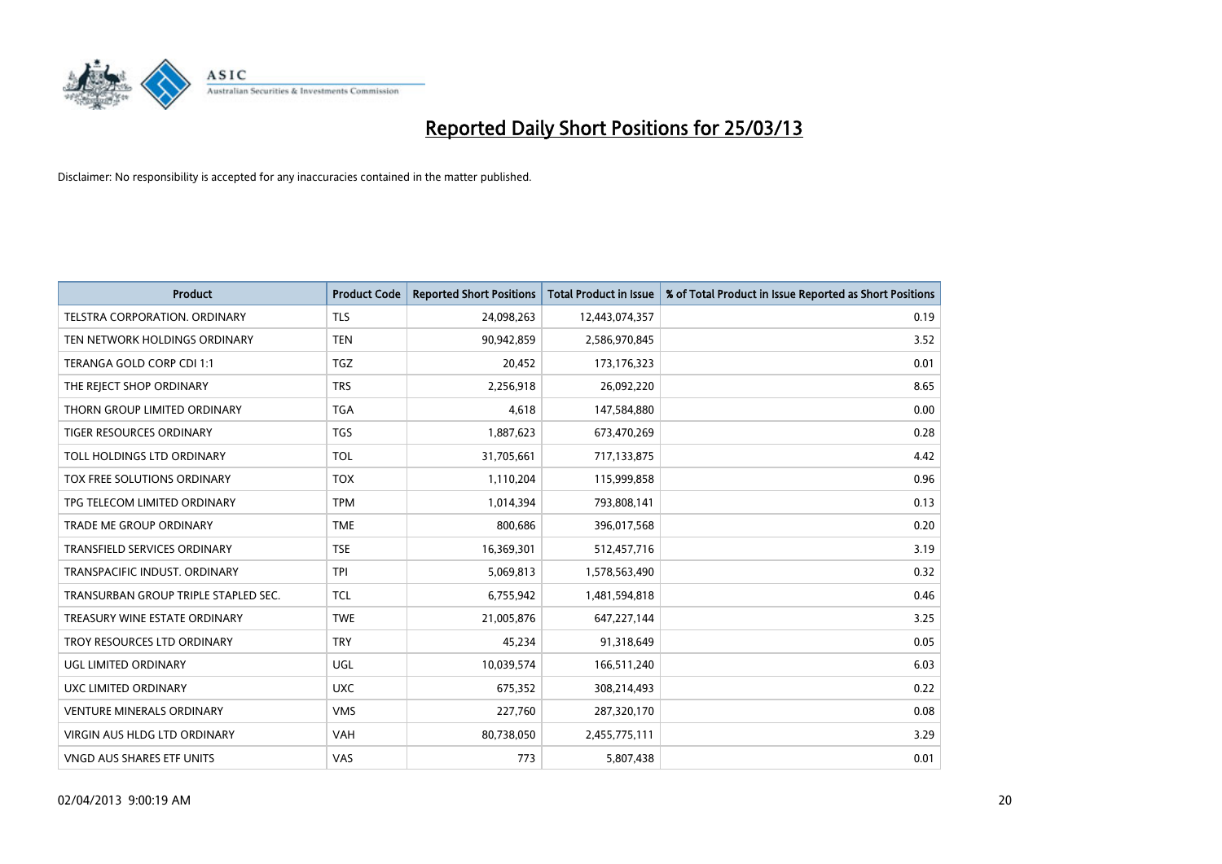# Reported Daily Short Positions for 25/03/13

Disclaimer: No responsibility is accepted for any inaccuracies contained in the matter published.

| Product | Product Code | Reported Short Positions | Total Product in Issue | % of Total Product in Issue Reported as Short Positions |
|---|---|---|---|---|
| TELSTRA CORPORATION. ORDINARY | TLS | 24,098,263 | 12,443,074,357 | 0.19 |
| TEN NETWORK HOLDINGS ORDINARY | TEN | 90,942,859 | 2,586,970,845 | 3.52 |
| TERANGA GOLD CORP CDI 1:1 | TGZ | 20,452 | 173,176,323 | 0.01 |
| THE REJECT SHOP ORDINARY | TRS | 2,256,918 | 26,092,220 | 8.65 |
| THORN GROUP LIMITED ORDINARY | TGA | 4,618 | 147,584,880 | 0.00 |
| TIGER RESOURCES ORDINARY | TGS | 1,887,623 | 673,470,269 | 0.28 |
| TOLL HOLDINGS LTD ORDINARY | TOL | 31,705,661 | 717,133,875 | 4.42 |
| TOX FREE SOLUTIONS ORDINARY | TOX | 1,110,204 | 115,999,858 | 0.96 |
| TPG TELECOM LIMITED ORDINARY | TPM | 1,014,394 | 793,808,141 | 0.13 |
| TRADE ME GROUP ORDINARY | TME | 800,686 | 396,017,568 | 0.20 |
| TRANSFIELD SERVICES ORDINARY | TSE | 16,369,301 | 512,457,716 | 3.19 |
| TRANSPACIFIC INDUST. ORDINARY | TPI | 5,069,813 | 1,578,563,490 | 0.32 |
| TRANSURBAN GROUP TRIPLE STAPLED SEC. | TCL | 6,755,942 | 1,481,594,818 | 0.46 |
| TREASURY WINE ESTATE ORDINARY | TWE | 21,005,876 | 647,227,144 | 3.25 |
| TROY RESOURCES LTD ORDINARY | TRY | 45,234 | 91,318,649 | 0.05 |
| UGL LIMITED ORDINARY | UGL | 10,039,574 | 166,511,240 | 6.03 |
| UXC LIMITED ORDINARY | UXC | 675,352 | 308,214,493 | 0.22 |
| VENTURE MINERALS ORDINARY | VMS | 227,760 | 287,320,170 | 0.08 |
| VIRGIN AUS HLDG LTD ORDINARY | VAH | 80,738,050 | 2,455,775,111 | 3.29 |
| VNGD AUS SHARES ETF UNITS | VAS | 773 | 5,807,438 | 0.01 |

02/04/2013 9:00:19 AM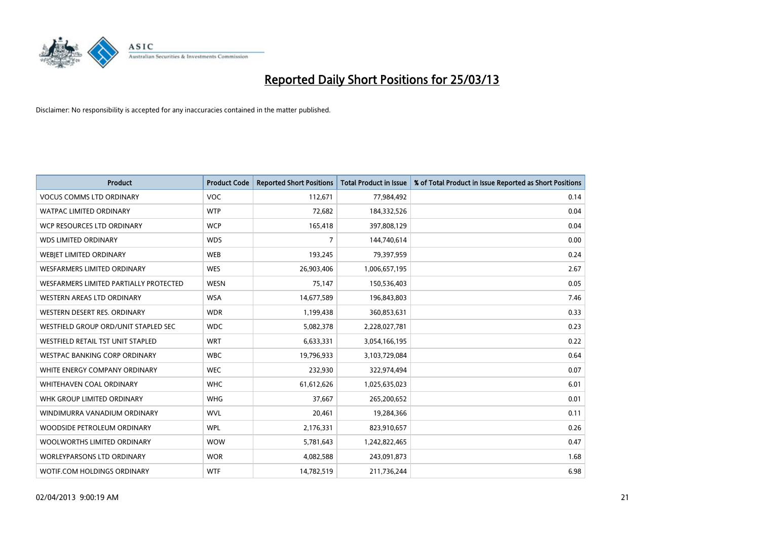# Reported Daily Short Positions for 25/03/13

Disclaimer: No responsibility is accepted for any inaccuracies contained in the matter published.

| Product | Product Code | Reported Short Positions | Total Product in Issue | % of Total Product in Issue Reported as Short Positions |
|---|---|---|---|---|
| VOCUS COMMS LTD ORDINARY | VOC | 112,671 | 77,984,492 | 0.14 |
| WATPAC LIMITED ORDINARY | WTP | 72,682 | 184,332,526 | 0.04 |
| WCP RESOURCES LTD ORDINARY | WCP | 165,418 | 397,808,129 | 0.04 |
| WDS LIMITED ORDINARY | WDS | 7 | 144,740,614 | 0.00 |
| WEBJET LIMITED ORDINARY | WEB | 193,245 | 79,397,959 | 0.24 |
| WESFARMERS LIMITED ORDINARY | WES | 26,903,406 | 1,006,657,195 | 2.67 |
| WESFARMERS LIMITED PARTIALLY PROTECTED | WESN | 75,147 | 150,536,403 | 0.05 |
| WESTERN AREAS LTD ORDINARY | WSA | 14,677,589 | 196,843,803 | 7.46 |
| WESTERN DESERT RES. ORDINARY | WDR | 1,199,438 | 360,853,631 | 0.33 |
| WESTFIELD GROUP ORD/UNIT STAPLED SEC | WDC | 5,082,378 | 2,228,027,781 | 0.23 |
| WESTFIELD RETAIL TST UNIT STAPLED | WRT | 6,633,331 | 3,054,166,195 | 0.22 |
| WESTPAC BANKING CORP ORDINARY | WBC | 19,796,933 | 3,103,729,084 | 0.64 |
| WHITE ENERGY COMPANY ORDINARY | WEC | 232,930 | 322,974,494 | 0.07 |
| WHITEHAVEN COAL ORDINARY | WHC | 61,612,626 | 1,025,635,023 | 6.01 |
| WHK GROUP LIMITED ORDINARY | WHG | 37,667 | 265,200,652 | 0.01 |
| WINDIMURRA VANADIUM ORDINARY | WVL | 20,461 | 19,284,366 | 0.11 |
| WOODSIDE PETROLEUM ORDINARY | WPL | 2,176,331 | 823,910,657 | 0.26 |
| WOOLWORTHS LIMITED ORDINARY | WOW | 5,781,643 | 1,242,822,465 | 0.47 |
| WORLEYPARSONS LTD ORDINARY | WOR | 4,082,588 | 243,091,873 | 1.68 |
| WOTIF.COM HOLDINGS ORDINARY | WTF | 14,782,519 | 211,736,244 | 6.98 |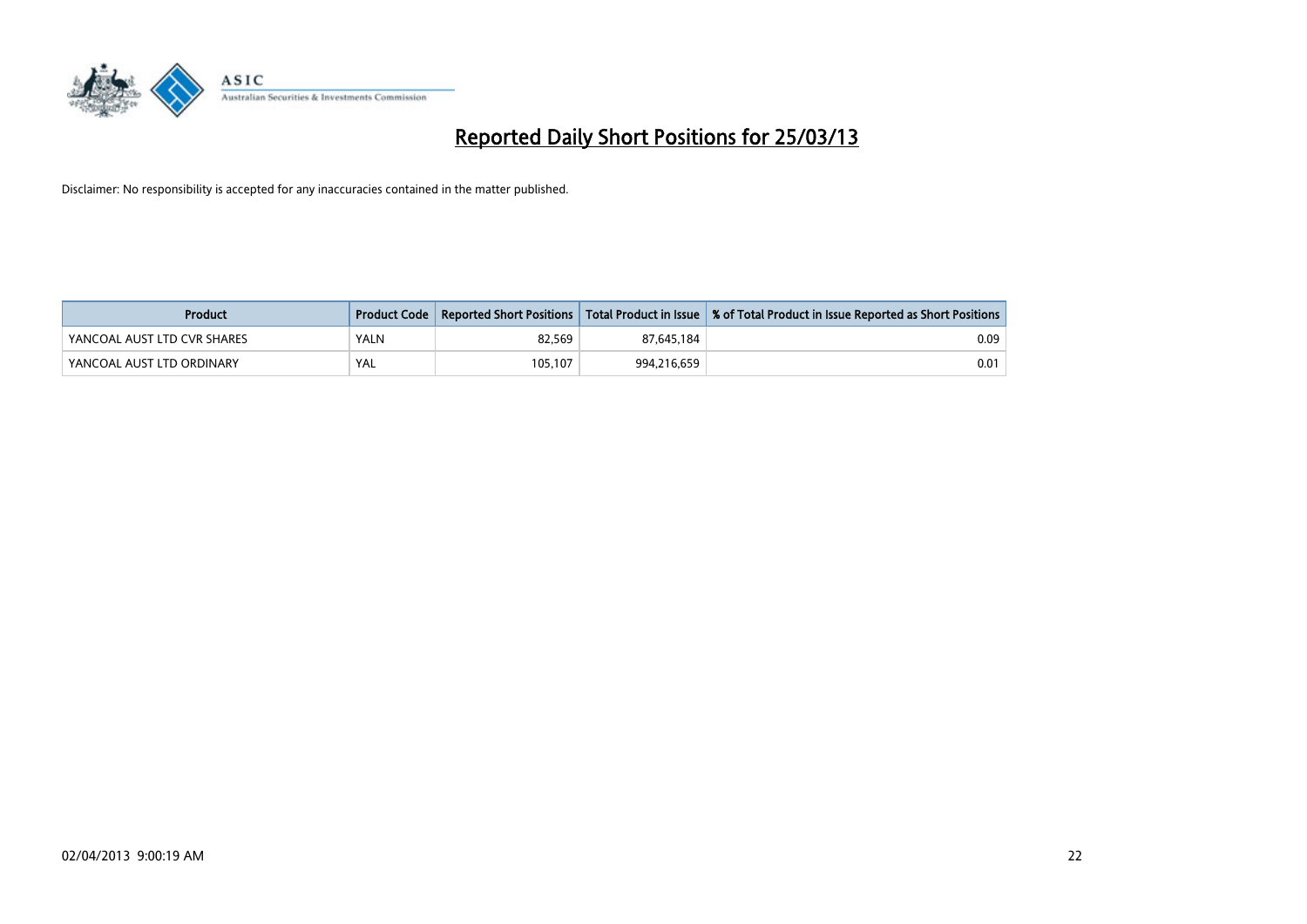# Reported Daily Short Positions for 25/03/13

Disclaimer: No responsibility is accepted for any inaccuracies contained in the matter published.

| Product | Product Code | Reported Short Positions | Total Product in Issue | % of Total Product in Issue Reported as Short Positions |
|---|---|---|---|---|
| YANCOAL AUST LTD CVR SHARES | YALN | 82,569 | 87,645,184 | 0.09 |
| YANCOAL AUST LTD ORDINARY | YAL | 105,107 | 994,216,659 | 0.01 |

02/04/2013 9:00:19 AM